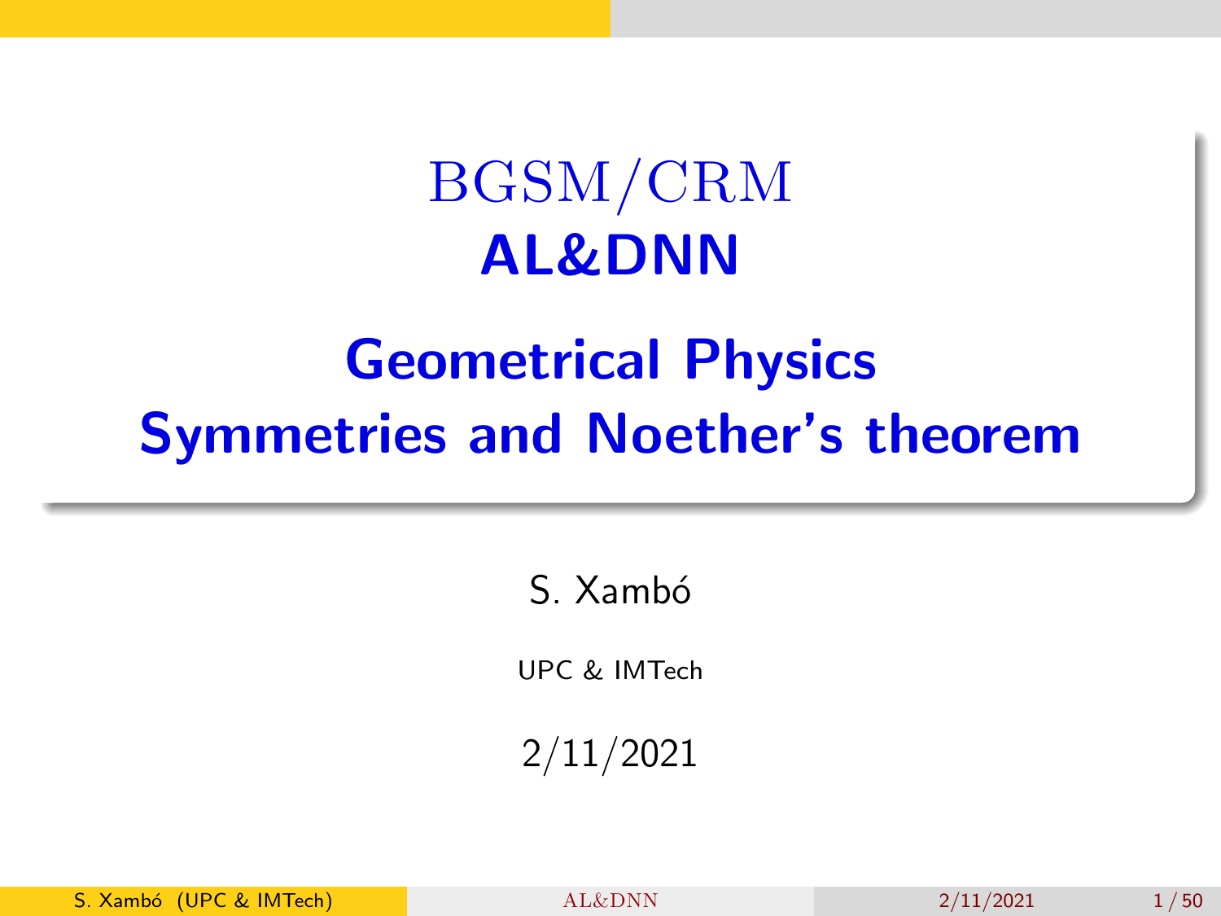# BGSM/CRM
# AL&DNN

# Geometrical Physics
# Symmetries and Noether's theorem

S. Xambó

UPC & IMTech

2/11/2021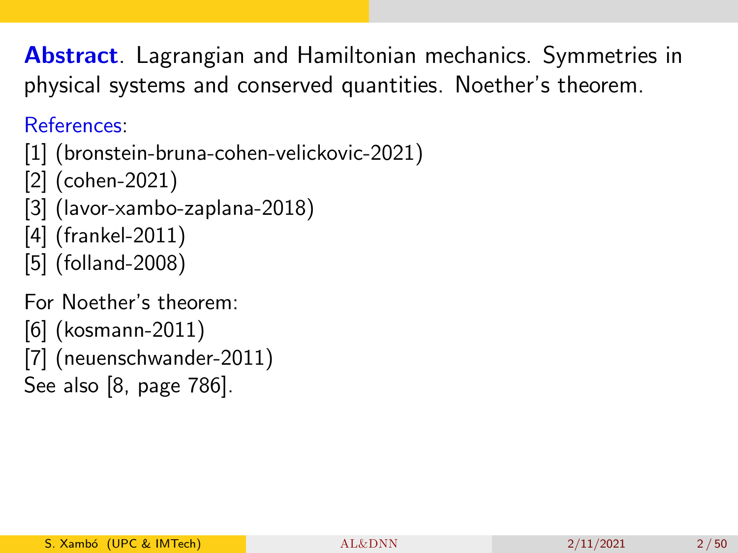**Abstract**. Lagrangian and Hamiltonian mechanics. Symmetries in physical systems and conserved quantities. Noether's theorem.

References:

[1] (bronstein-bruna-cohen-velickovic-2021)
[2] (cohen-2021)
[3] (lavor-xambo-zaplana-2018)
[4] (frankel-2011)
[5] (folland-2008)

For Noether's theorem:

[6] (kosmann-2011)
[7] (neuenschwander-2011)
See also [8, page 786].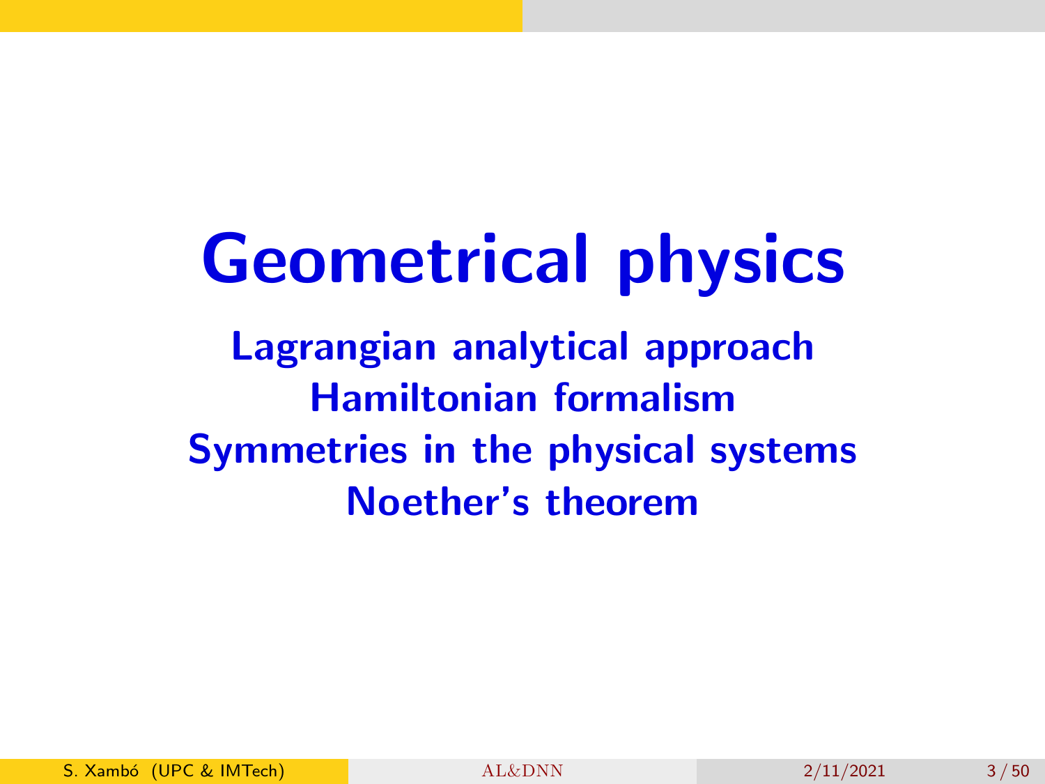# Geometrical physics

**Lagrangian analytical approach**
**Hamiltonian formalism**
**Symmetries in the physical systems**
**Noether's theorem**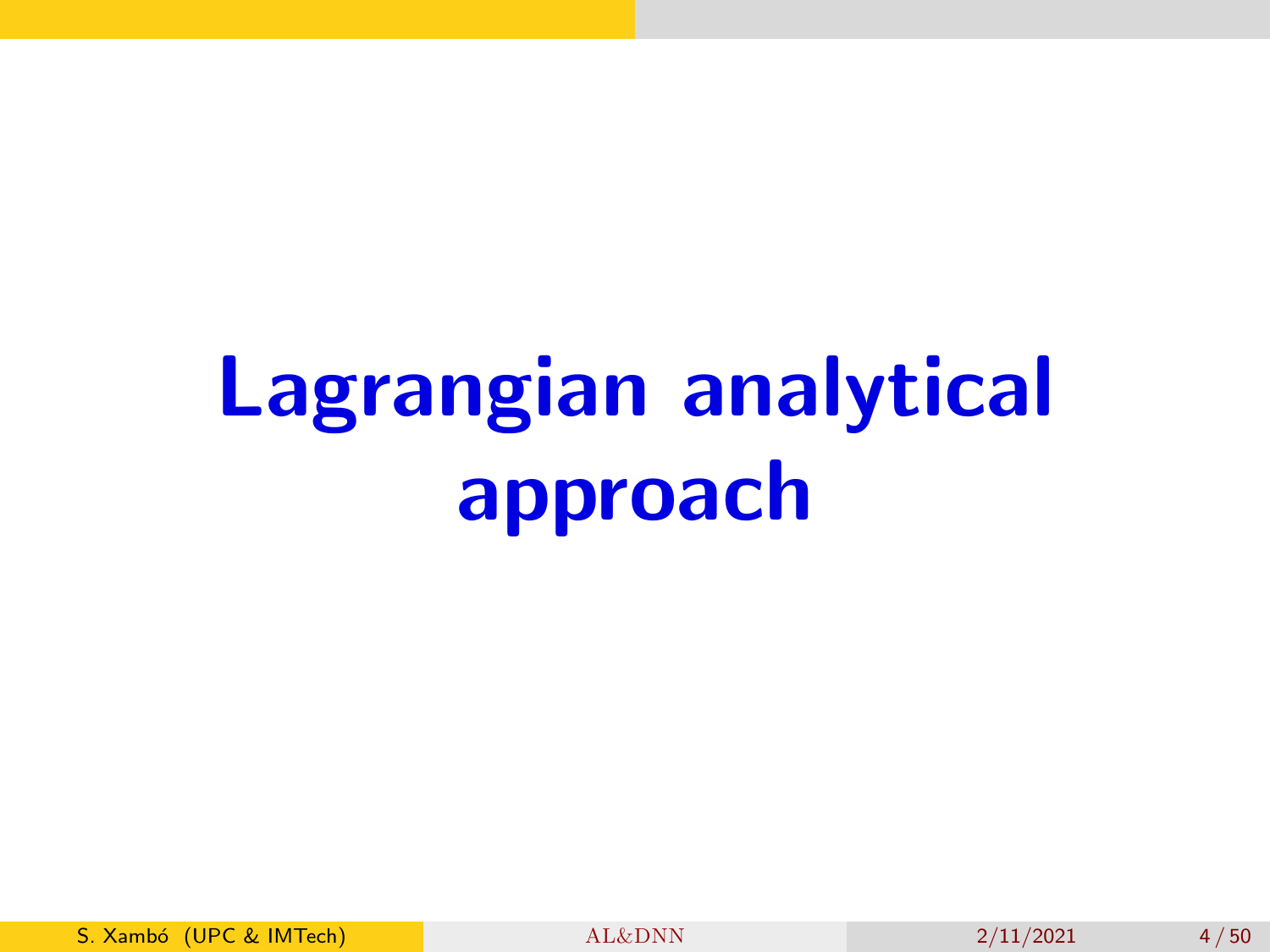# Lagrangian analytical approach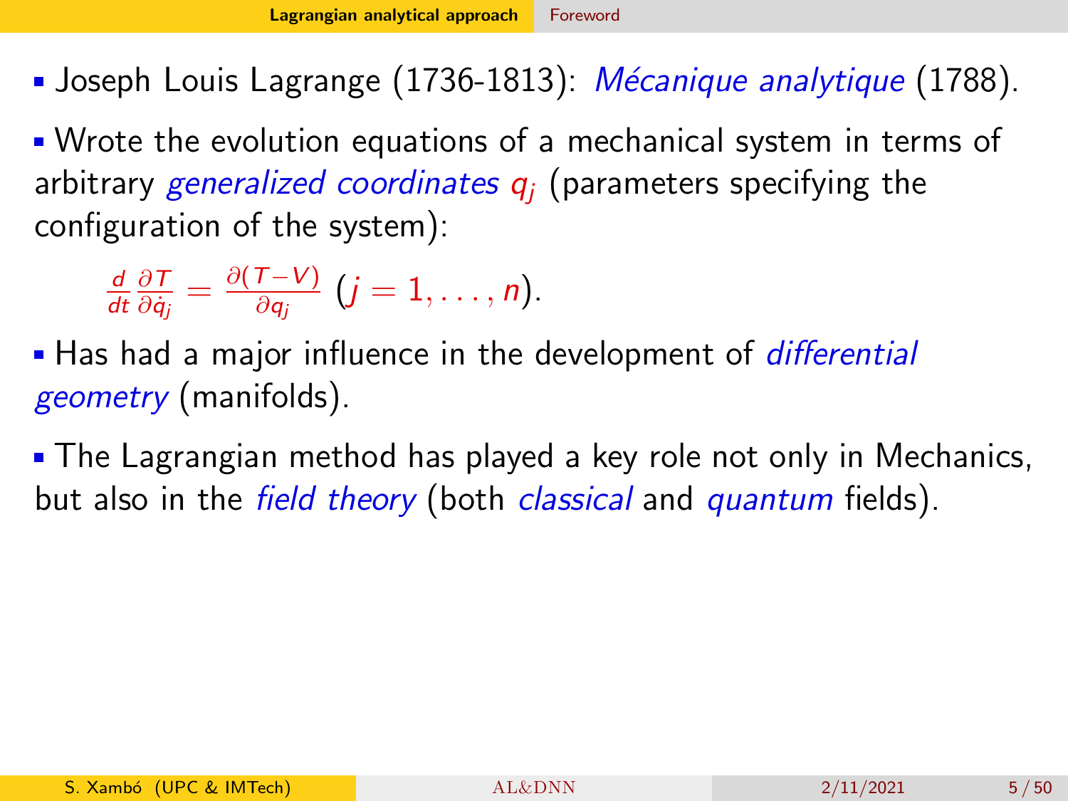- Joseph Louis Lagrange (1736-1813): *Mécanique analytique* (1788).

- Wrote the evolution equations of a mechanical system in terms of arbitrary *generalized coordinates* $q_j$ (parameters specifying the configuration of the system):

  $\frac{d}{dt}\frac{\partial T}{\partial \dot{q}_j} = \frac{\partial (T-V)}{\partial q_j}$ $(j = 1, \ldots, n)$.

- Has had a major influence in the development of *differential geometry* (manifolds).

- The Lagrangian method has played a key role not only in Mechanics, but also in the *field theory* (both *classical* and *quantum* fields).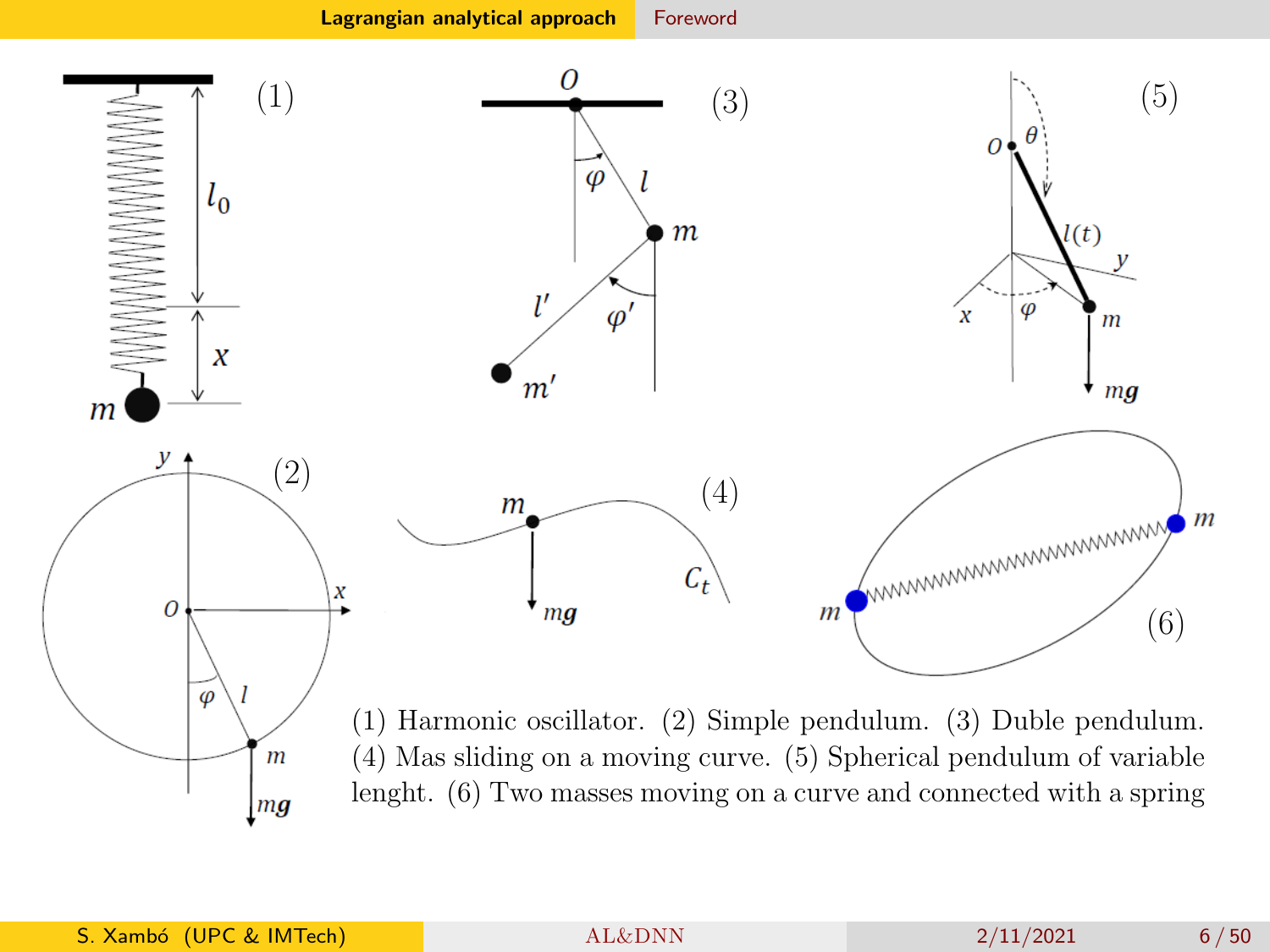(1) Harmonic oscillator. (2) Simple pendulum. (3) Duble pendulum. (4) Mas sliding on a moving curve. (5) Spherical pendulum of variable lenght. (6) Two masses moving on a curve and connected with a spring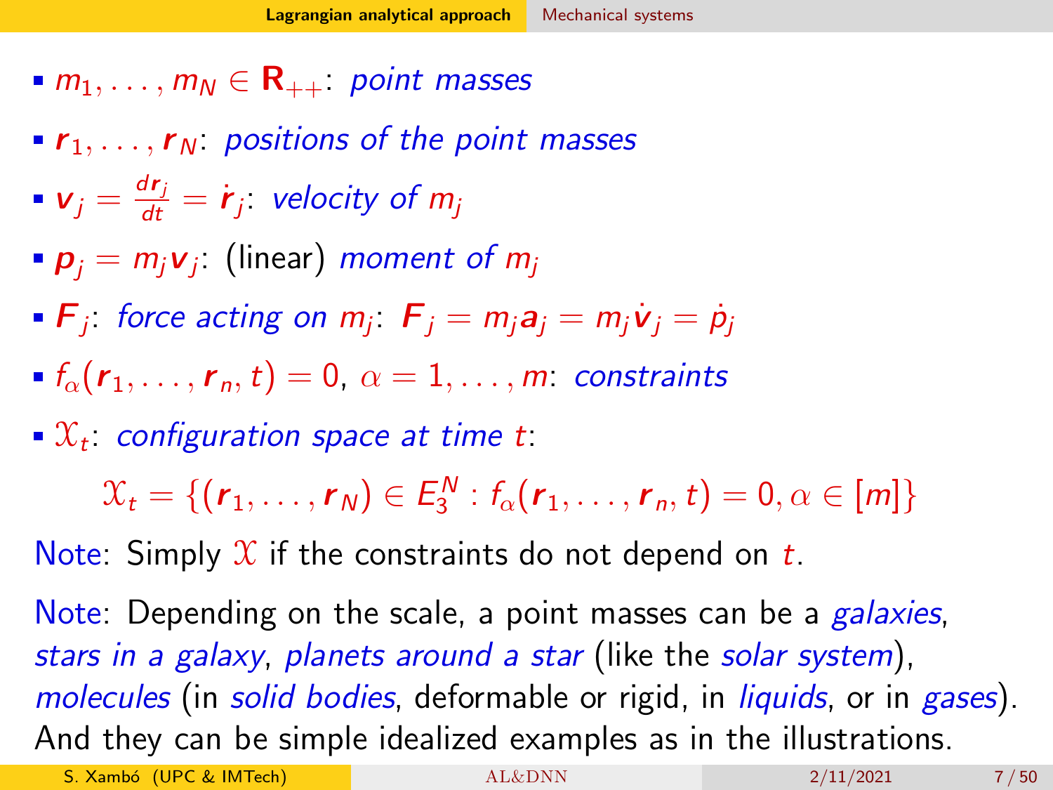- $m_1, \ldots, m_N \in \mathbf{R}_{++}$: *point masses*
- $\boldsymbol{r}_1, \ldots, \boldsymbol{r}_N$: *positions of the point masses*
- $\boldsymbol{v}_j = \frac{d\boldsymbol{r}_j}{dt} = \dot{\boldsymbol{r}}_j$: *velocity of* $m_j$
- $\boldsymbol{p}_j = m_j \boldsymbol{v}_j$: (linear) *moment of* $m_j$
- $\boldsymbol{F}_j$: *force acting on* $m_j$: $\boldsymbol{F}_j = m_j \boldsymbol{a}_j = m_j \dot{\boldsymbol{v}}_j = \dot{p}_j$
- $f_\alpha(\boldsymbol{r}_1, \ldots, \boldsymbol{r}_n, t) = 0$, $\alpha = 1, \ldots, m$: *constraints*
- $\mathcal{X}_t$: *configuration space at time* $t$:

$$\mathcal{X}_t = \{(\boldsymbol{r}_1, \ldots, \boldsymbol{r}_N) \in E_3^N : f_\alpha(\boldsymbol{r}_1, \ldots, \boldsymbol{r}_n, t) = 0, \alpha \in [m]\}$$

Note: Simply $\mathcal{X}$ if the constraints do not depend on $t$.

Note: Depending on the scale, a point masses can be a *galaxies*, *stars in a galaxy*, *planets around a star* (like the *solar system*), *molecules* (in *solid bodies*, deformable or rigid, in *liquids*, or in *gases*). And they can be simple idealized examples as in the illustrations.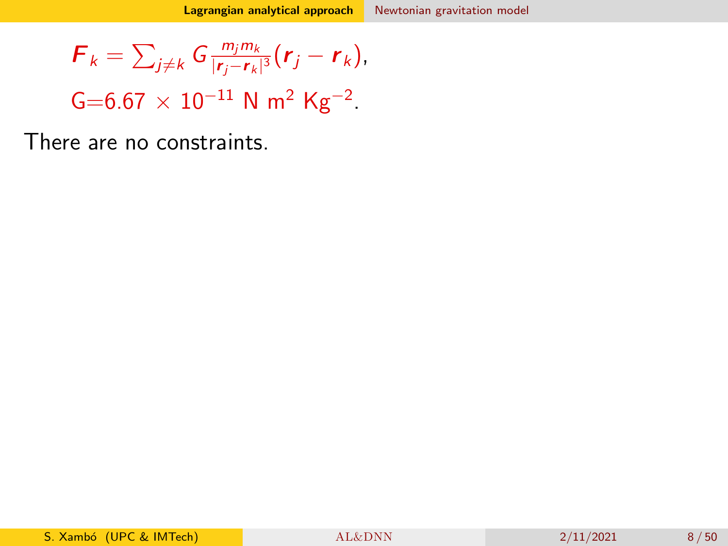$$\boldsymbol{F}_k = \sum_{j \neq k} G \frac{m_j m_k}{|\boldsymbol{r}_j - \boldsymbol{r}_k|^3} (\boldsymbol{r}_j - \boldsymbol{r}_k),$$

$$\mathrm{G}{=}6.67 \times 10^{-11} \text{ N m}^2 \text{ Kg}^{-2}.$$

There are no constraints.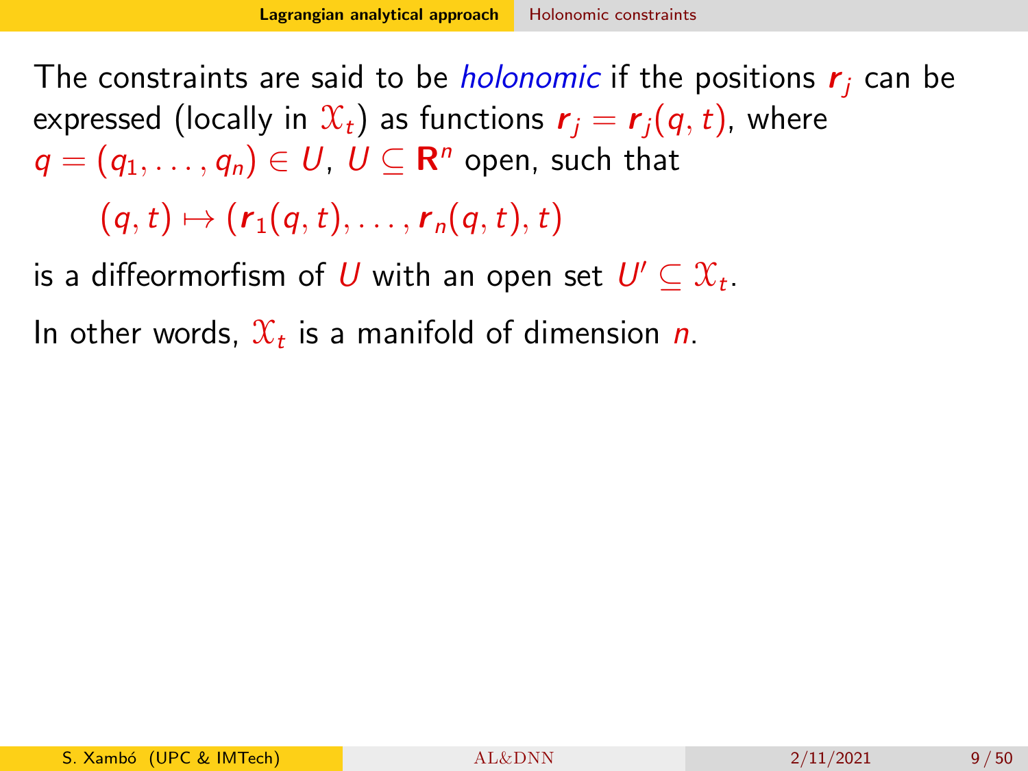The constraints are said to be *holonomic* if the positions $\boldsymbol{r}_j$ can be expressed (locally in $\mathcal{X}_t$) as functions $\boldsymbol{r}_j = \boldsymbol{r}_j(q,t)$, where $q = (q_1, \ldots, q_n) \in U$, $U \subseteq \mathbf{R}^n$ open, such that

$$(q,t) \mapsto (\boldsymbol{r}_1(q,t), \ldots, \boldsymbol{r}_n(q,t), t)$$

is a diffeormorfism of $U$ with an open set $U' \subseteq \mathcal{X}_t$.

In other words, $\mathcal{X}_t$ is a manifold of dimension $n$.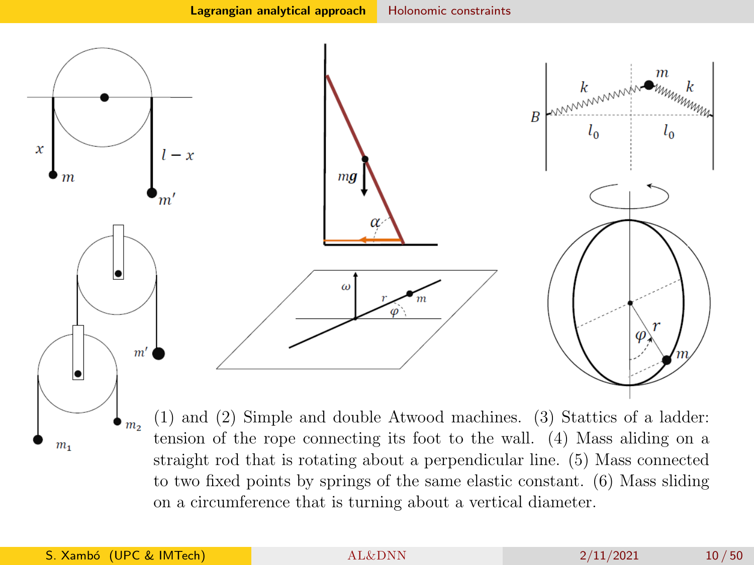(1) and (2) Simple and double Atwood machines. (3) Stattics of a ladder: tension of the rope connecting its foot to the wall. (4) Mass aliding on a straight rod that is rotating about a perpendicular line. (5) Mass connected to two fixed points by springs of the same elastic constant. (6) Mass sliding on a circumference that is turning about a vertical diameter.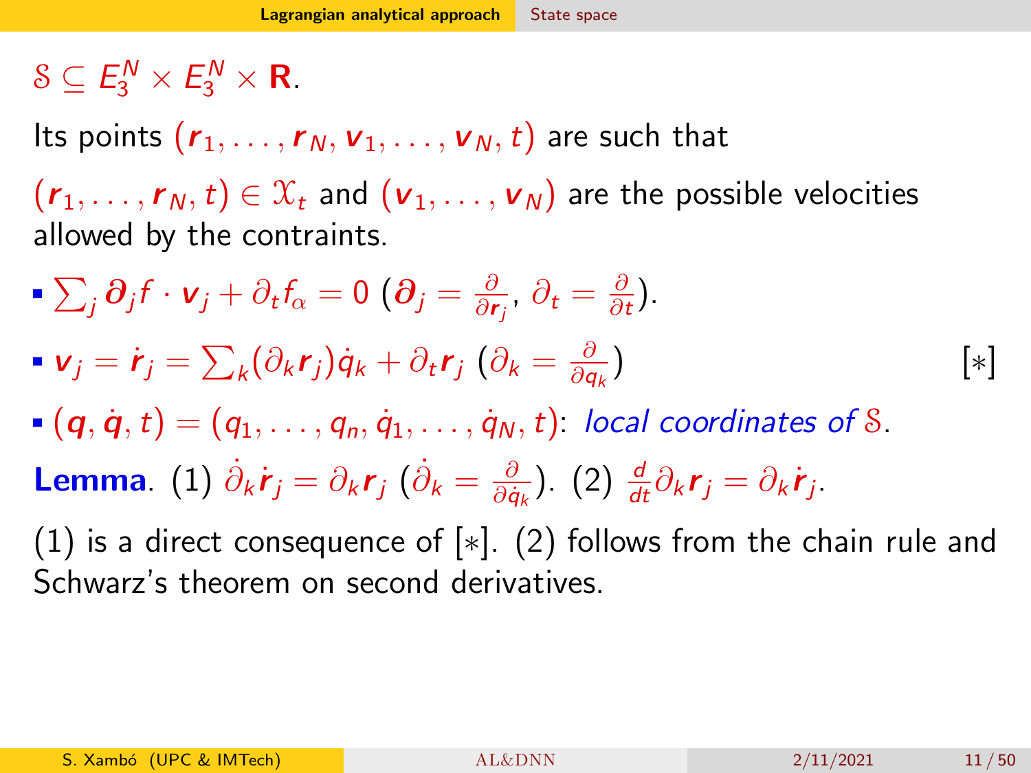$\mathcal{S} \subseteq E_3^N \times E_3^N \times \mathbf{R}$.

Its points $(\boldsymbol{r}_1, \ldots, \boldsymbol{r}_N, \boldsymbol{v}_1, \ldots, \boldsymbol{v}_N, t)$ are such that

$(\boldsymbol{r}_1, \ldots, \boldsymbol{r}_N, t) \in \mathcal{X}_t$ and $(\boldsymbol{v}_1, \ldots, \boldsymbol{v}_N)$ are the possible velocities allowed by the contraints.

- $\sum_j \boldsymbol{\partial}_j f \cdot \boldsymbol{v}_j + \partial_t f_\alpha = 0$ ($\boldsymbol{\partial}_j = \frac{\partial}{\partial \boldsymbol{r}_j}$, $\partial_t = \frac{\partial}{\partial t}$).
- $\boldsymbol{v}_j = \dot{\boldsymbol{r}}_j = \sum_k (\partial_k \boldsymbol{r}_j)\dot{q}_k + \partial_t \boldsymbol{r}_j$ ($\partial_k = \frac{\partial}{\partial q_k}$) [*]
- $(\boldsymbol{q}, \dot{\boldsymbol{q}}, t) = (q_1, \ldots, q_n, \dot{q}_1, \ldots, \dot{q}_N, t)$: *local coordinates of* $\mathcal{S}$.

**Lemma**. (1) $\dot{\partial}_k \dot{\boldsymbol{r}}_j = \partial_k \boldsymbol{r}_j$ ($\dot{\partial}_k = \frac{\partial}{\partial \dot{q}_k}$). (2) $\frac{d}{dt}\partial_k \boldsymbol{r}_j = \partial_k \dot{\boldsymbol{r}}_j$.

(1) is a direct consequence of [*]. (2) follows from the chain rule and Schwarz's theorem on second derivatives.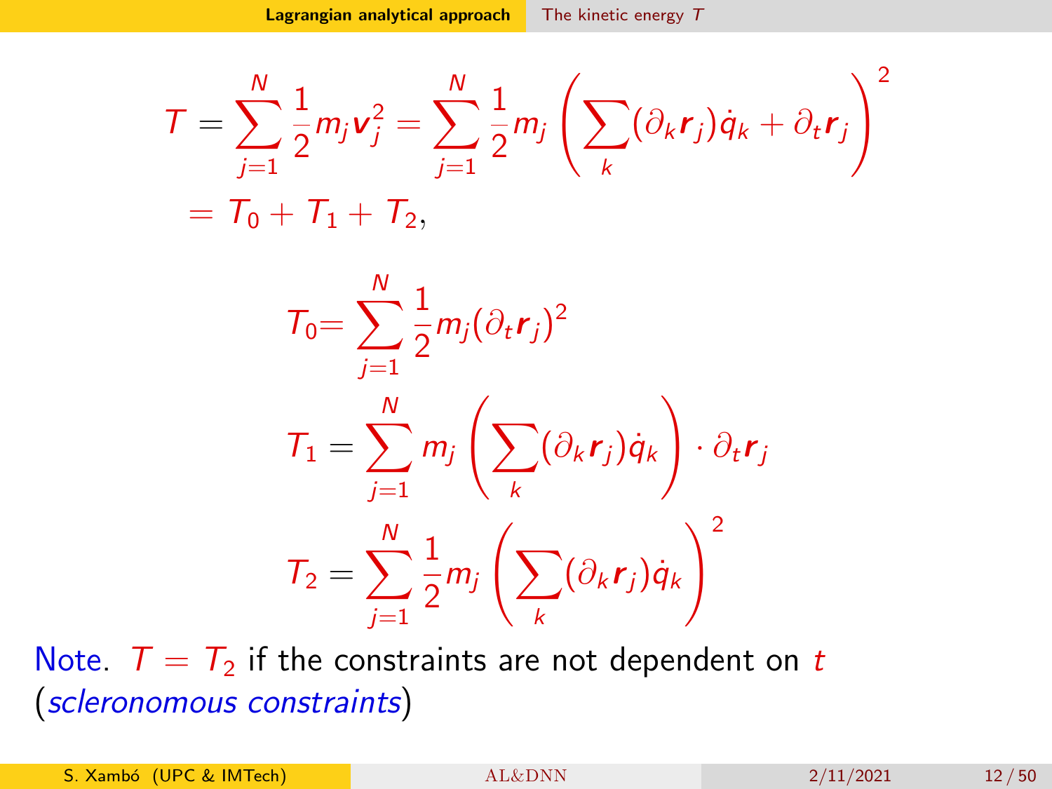$$T = \sum_{j=1}^{N} \frac{1}{2} m_j \boldsymbol{v}_j^2 = \sum_{j=1}^{N} \frac{1}{2} m_j \left( \sum_k (\partial_k \boldsymbol{r}_j) \dot{q}_k + \partial_t \boldsymbol{r}_j \right)^2$$

$$= T_0 + T_1 + T_2,$$

$$T_0 = \sum_{j=1}^{N} \frac{1}{2} m_j (\partial_t \boldsymbol{r}_j)^2$$

$$T_1 = \sum_{j=1}^{N} m_j \left( \sum_k (\partial_k \boldsymbol{r}_j) \dot{q}_k \right) \cdot \partial_t \boldsymbol{r}_j$$

$$T_2 = \sum_{j=1}^{N} \frac{1}{2} m_j \left( \sum_k (\partial_k \boldsymbol{r}_j) \dot{q}_k \right)^2$$

Note. $T = T_2$ if the constraints are not dependent on $t$ (*scleronomous constraints*)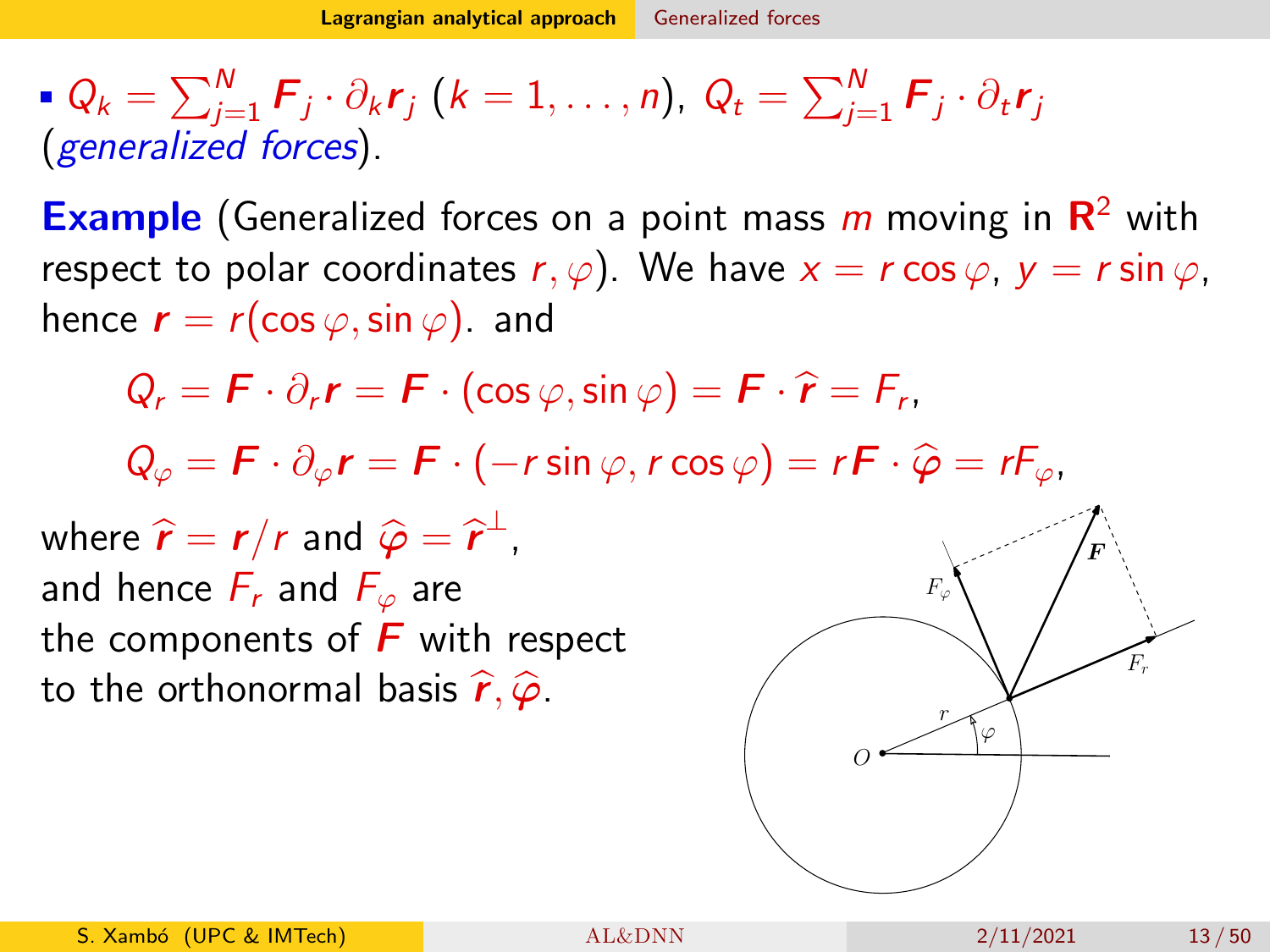- $Q_k = \sum_{j=1}^{N} \boldsymbol{F}_j \cdot \partial_k \boldsymbol{r}_j$ ($k = 1, \ldots, n$), $Q_t = \sum_{j=1}^{N} \boldsymbol{F}_j \cdot \partial_t \boldsymbol{r}_j$ (*generalized forces*).

**Example** (Generalized forces on a point mass $m$ moving in $\mathbf{R}^2$ with respect to polar coordinates $r, \varphi$). We have $x = r\cos\varphi$, $y = r\sin\varphi$, hence $\boldsymbol{r} = r(\cos\varphi, \sin\varphi)$. and

$$Q_r = \boldsymbol{F} \cdot \partial_r \boldsymbol{r} = \boldsymbol{F} \cdot (\cos\varphi, \sin\varphi) = \boldsymbol{F} \cdot \widehat{\boldsymbol{r}} = F_r,$$

$$Q_\varphi = \boldsymbol{F} \cdot \partial_\varphi \boldsymbol{r} = \boldsymbol{F} \cdot (-r\sin\varphi, r\cos\varphi) = r\boldsymbol{F} \cdot \widehat{\boldsymbol{\varphi}} = rF_\varphi,$$

where $\widehat{\boldsymbol{r}} = \boldsymbol{r}/r$ and $\widehat{\boldsymbol{\varphi}} = \widehat{\boldsymbol{r}}^{\perp}$, and hence $F_r$ and $F_\varphi$ are the components of $\boldsymbol{F}$ with respect to the orthonormal basis $\widehat{\boldsymbol{r}}, \widehat{\boldsymbol{\varphi}}$.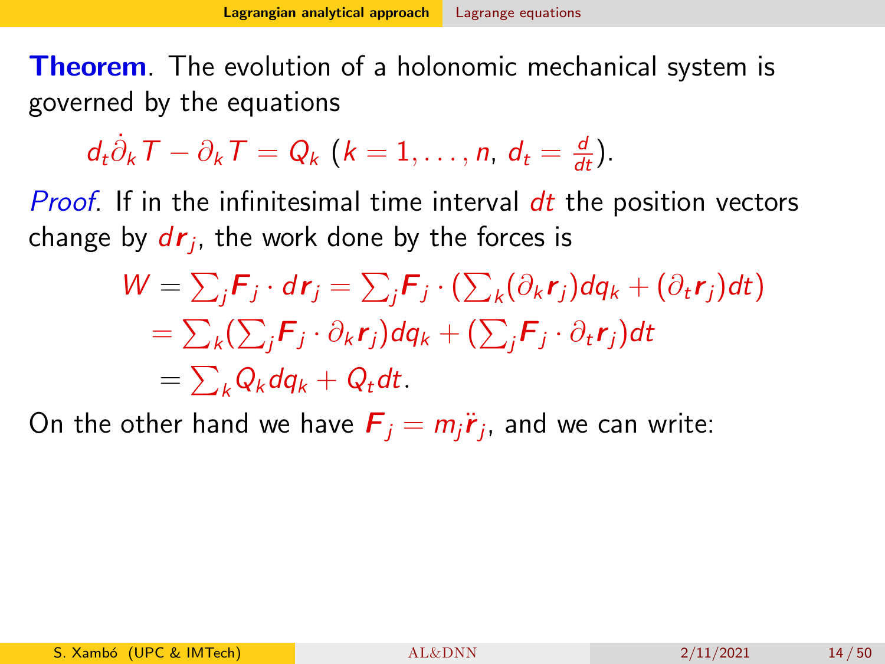**Theorem**. The evolution of a holonomic mechanical system is governed by the equations

$$d_t\dot{\partial}_k T - \partial_k T = Q_k \ (k = 1, \ldots, n,\ d_t = \tfrac{d}{dt}).$$

*Proof*. If in the infinitesimal time interval $dt$ the position vectors change by $d\boldsymbol{r}_j$, the work done by the forces is

$$\begin{aligned}
W &= \textstyle\sum_j \boldsymbol{F}_j \cdot d\boldsymbol{r}_j = \sum_j \boldsymbol{F}_j \cdot (\sum_k (\partial_k \boldsymbol{r}_j) dq_k + (\partial_t \boldsymbol{r}_j) dt) \\
&= \textstyle\sum_k (\sum_j \boldsymbol{F}_j \cdot \partial_k \boldsymbol{r}_j) dq_k + (\sum_j \boldsymbol{F}_j \cdot \partial_t \boldsymbol{r}_j) dt \\
&= \textstyle\sum_k Q_k dq_k + Q_t dt.
\end{aligned}$$

On the other hand we have $\boldsymbol{F}_j = m_j \ddot{\boldsymbol{r}}_j$, and we can write: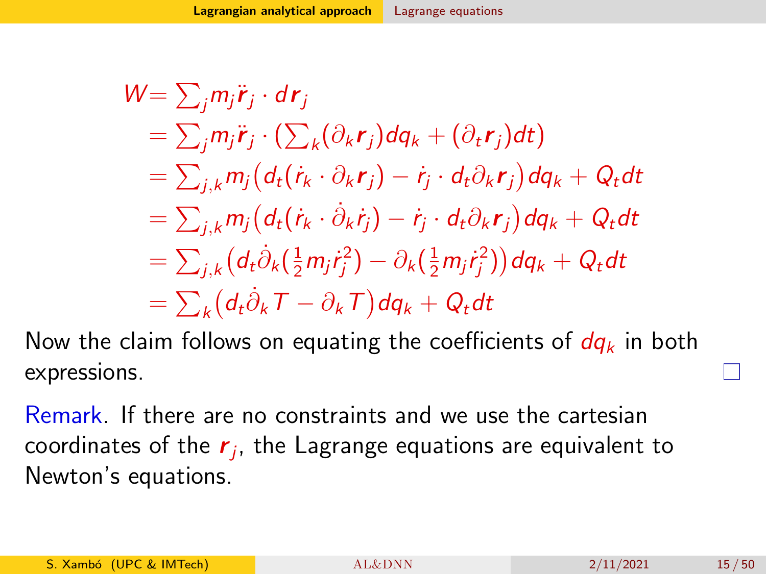$$
\begin{aligned}
W &= \textstyle\sum_j m_j \ddot{\boldsymbol{r}}_j \cdot d\boldsymbol{r}_j \\
&= \textstyle\sum_j m_j \ddot{\boldsymbol{r}}_j \cdot (\sum_k (\partial_k \boldsymbol{r}_j) dq_k + (\partial_t \boldsymbol{r}_j) dt) \\
&= \textstyle\sum_{j,k} m_j \big( d_t(\dot{r}_k \cdot \partial_k \boldsymbol{r}_j) - \dot{r}_j \cdot d_t \partial_k \boldsymbol{r}_j \big) dq_k + Q_t dt \\
&= \textstyle\sum_{j,k} m_j \big( d_t(\dot{r}_k \cdot \dot{\partial}_k \dot{r}_j) - \dot{r}_j \cdot d_t \partial_k \boldsymbol{r}_j \big) dq_k + Q_t dt \\
&= \textstyle\sum_{j,k} \big( d_t \dot{\partial}_k (\frac{1}{2} m_j \dot{r}_j^2) - \partial_k (\frac{1}{2} m_j \dot{r}_j^2) \big) dq_k + Q_t dt \\
&= \textstyle\sum_k \big( d_t \dot{\partial}_k T - \partial_k T \big) dq_k + Q_t dt
\end{aligned}
$$

Now the claim follows on equating the coefficients of $dq_k$ in both expressions. □

Remark. If there are no constraints and we use the cartesian coordinates of the $\boldsymbol{r}_j$, the Lagrange equations are equivalent to Newton's equations.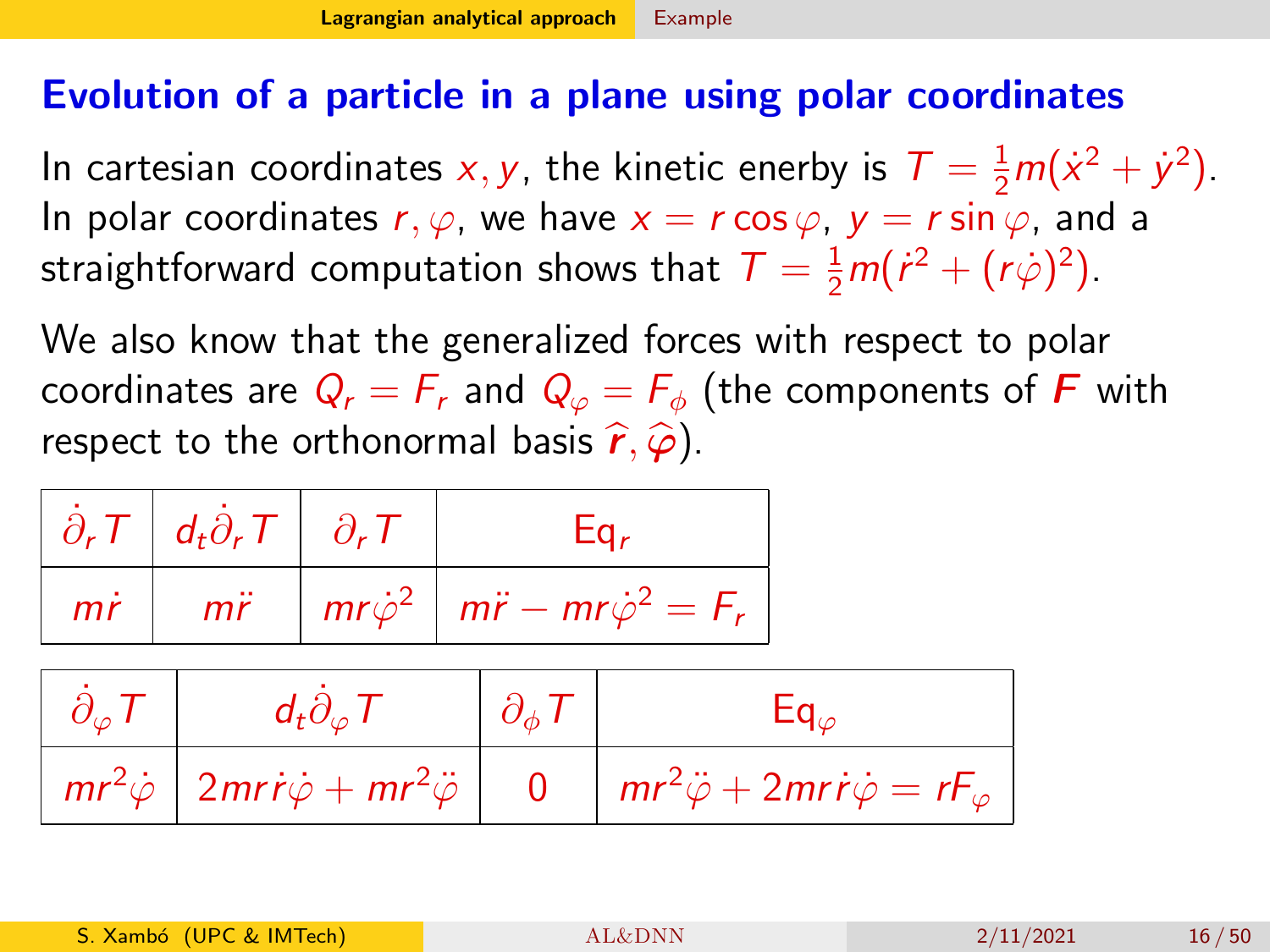## Evolution of a particle in a plane using polar coordinates

In cartesian coordinates $x, y$, the kinetic enerby is $T = \frac{1}{2}m(\dot{x}^2 + \dot{y}^2)$. In polar coordinates $r, \varphi$, we have $x = r\cos\varphi$, $y = r\sin\varphi$, and a straightforward computation shows that $T = \frac{1}{2}m(\dot{r}^2 + (r\dot{\varphi})^2)$.

We also know that the generalized forces with respect to polar coordinates are $Q_r = F_r$ and $Q_\varphi = F_\phi$ (the components of $\boldsymbol{F}$ with respect to the orthonormal basis $\widehat{\boldsymbol{r}}, \widehat{\boldsymbol{\varphi}}$).

| $\dot{\partial}_r T$ | $d_t\dot{\partial}_r T$ | $\partial_r T$ | $\mathrm{Eq}_r$ |
|---|---|---|---|
| $m\dot{r}$ | $m\ddot{r}$ | $mr\dot{\varphi}^2$ | $m\ddot{r} - mr\dot{\varphi}^2 = F_r$ |

| $\dot{\partial}_\varphi T$ | $d_t\dot{\partial}_\varphi T$ | $\partial_\phi T$ | $\mathrm{Eq}_\varphi$ |
|---|---|---|---|
| $mr^2\dot{\varphi}$ | $2mr\dot{r}\dot{\varphi} + mr^2\ddot{\varphi}$ | $0$ | $mr^2\ddot{\varphi} + 2mr\dot{r}\dot{\varphi} = rF_\varphi$ |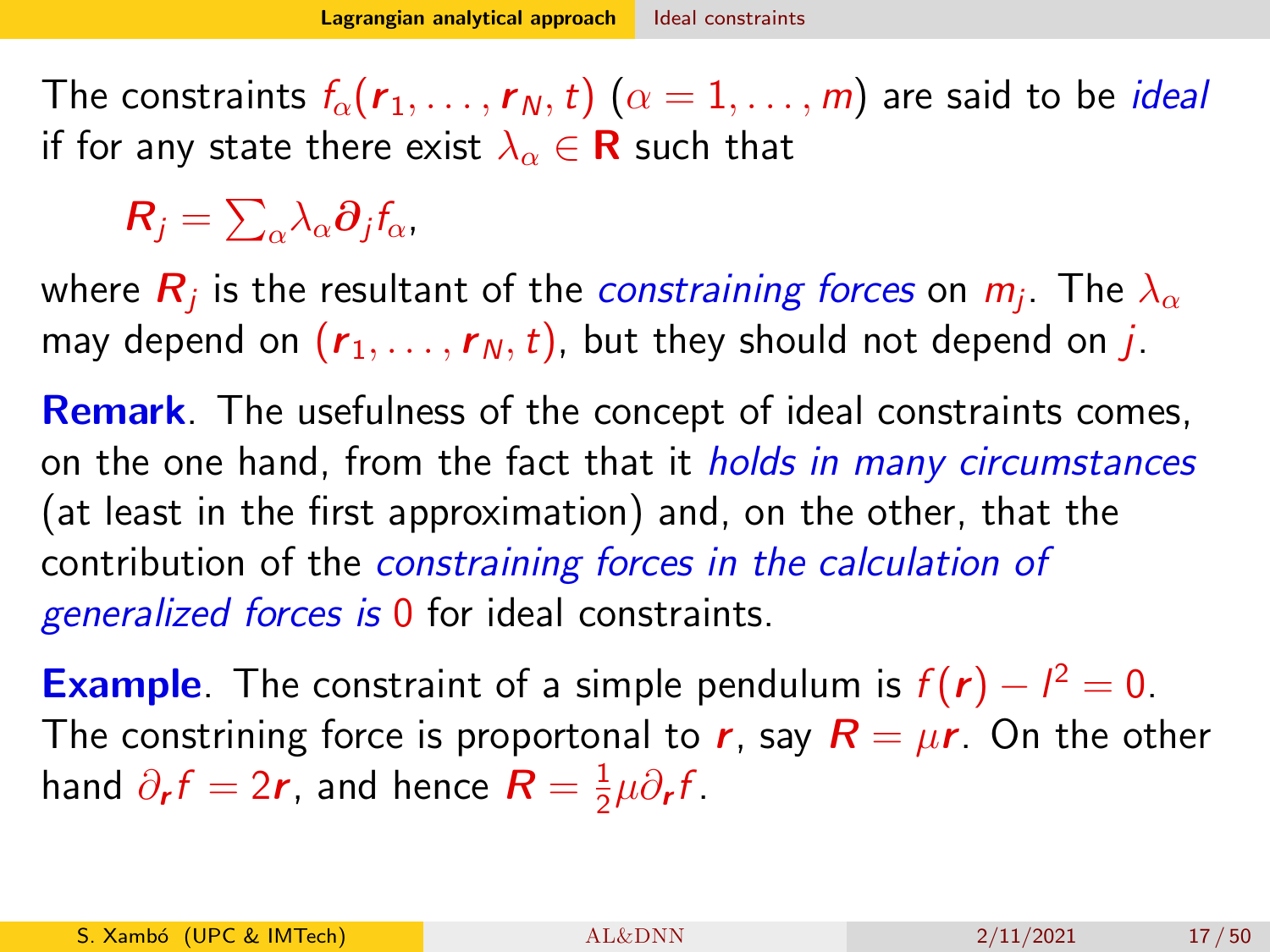The constraints $f_\alpha(\boldsymbol{r}_1, \ldots, \boldsymbol{r}_N, t)$ $(\alpha = 1, \ldots, m)$ are said to be *ideal* if for any state there exist $\lambda_\alpha \in \mathbf{R}$ such that

$$\boldsymbol{R}_j = \textstyle\sum_\alpha \lambda_\alpha \boldsymbol{\partial}_j f_\alpha,$$

where $\boldsymbol{R}_j$ is the resultant of the *constraining forces* on $m_j$. The $\lambda_\alpha$ may depend on $(\boldsymbol{r}_1, \ldots, \boldsymbol{r}_N, t)$, but they should not depend on $j$.

**Remark**. The usefulness of the concept of ideal constraints comes, on the one hand, from the fact that it *holds in many circumstances* (at least in the first approximation) and, on the other, that the contribution of the *constraining forces in the calculation of generalized forces is* 0 for ideal constraints.

**Example**. The constraint of a simple pendulum is $f(\boldsymbol{r}) - l^2 = 0$. The constrining force is proportonal to $\boldsymbol{r}$, say $\boldsymbol{R} = \mu \boldsymbol{r}$. On the other hand $\partial_{\boldsymbol{r}} f = 2\boldsymbol{r}$, and hence $\boldsymbol{R} = \frac{1}{2}\mu \partial_{\boldsymbol{r}} f$.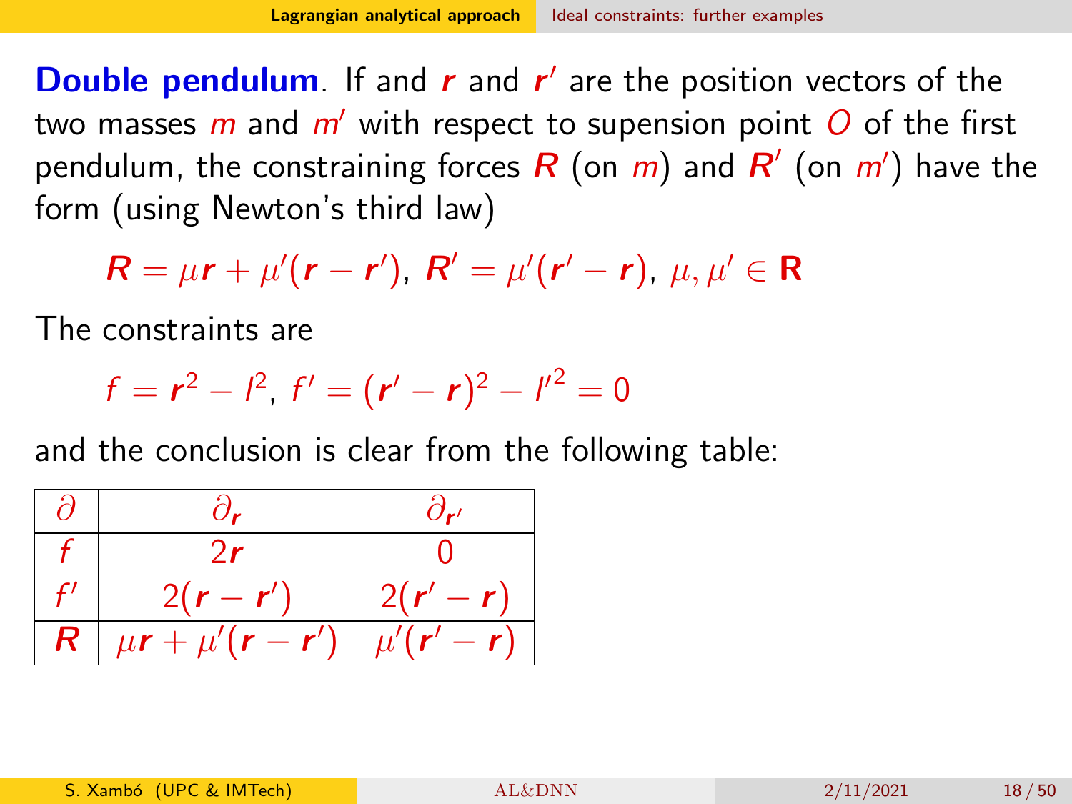**Double pendulum**. If and $\boldsymbol{r}$ and $\boldsymbol{r}'$ are the position vectors of the two masses $m$ and $m'$ with respect to supension point $O$ of the first pendulum, the constraining forces $\boldsymbol{R}$ (on $m$) and $\boldsymbol{R}'$ (on $m'$) have the form (using Newton's third law)

$$\boldsymbol{R} = \mu \boldsymbol{r} + \mu'(\boldsymbol{r} - \boldsymbol{r}'),\ \boldsymbol{R}' = \mu'(\boldsymbol{r}' - \boldsymbol{r}),\ \mu, \mu' \in \mathbf{R}$$

The constraints are

$$f = \boldsymbol{r}^2 - l^2,\ f' = (\boldsymbol{r}' - \boldsymbol{r})^2 - l'^2 = 0$$

and the conclusion is clear from the following table:

| $\partial$ | $\partial_{\boldsymbol{r}}$ | $\partial_{\boldsymbol{r}'}$ |
|---|---|---|
| $f$ | $2\boldsymbol{r}$ | $0$ |
| $f'$ | $2(\boldsymbol{r} - \boldsymbol{r}')$ | $2(\boldsymbol{r}' - \boldsymbol{r})$ |
| $\boldsymbol{R}$ | $\mu \boldsymbol{r} + \mu'(\boldsymbol{r} - \boldsymbol{r}')$ | $\mu'(\boldsymbol{r}' - \boldsymbol{r})$ |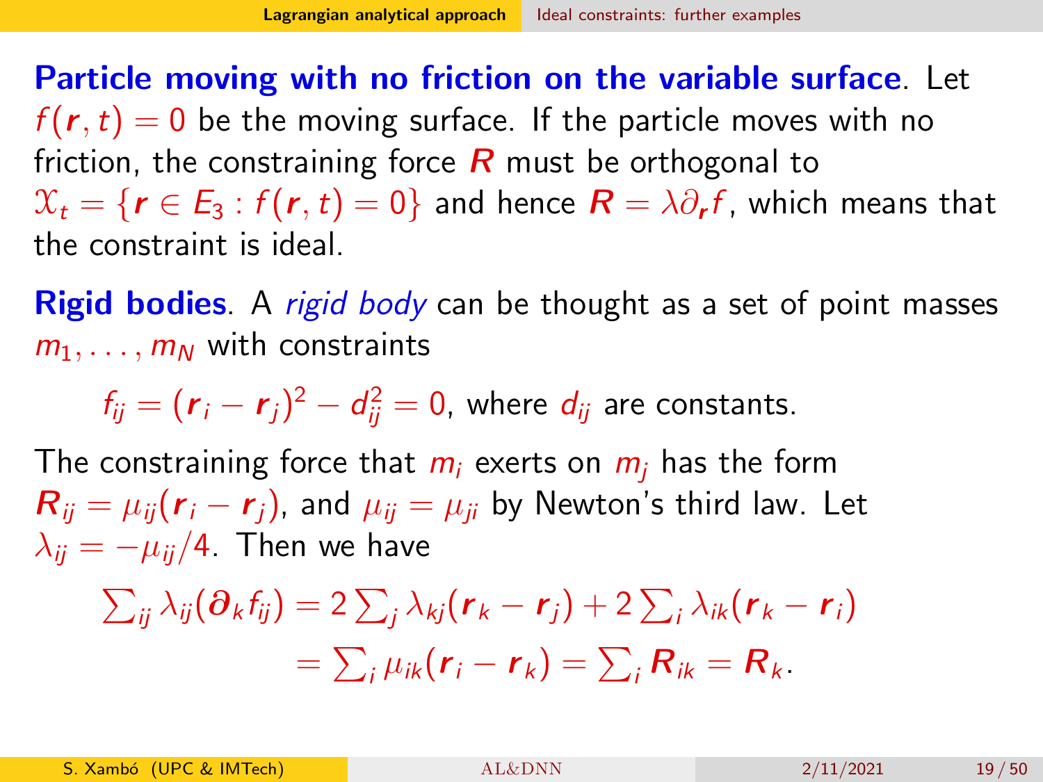**Particle moving with no friction on the variable surface**. Let $f(\boldsymbol{r}, t) = 0$ be the moving surface. If the particle moves with no friction, the constraining force $\boldsymbol{R}$ must be orthogonal to $\mathcal{X}_t = \{\boldsymbol{r} \in E_3 : f(\boldsymbol{r}, t) = 0\}$ and hence $\boldsymbol{R} = \lambda \partial_{\boldsymbol{r}} f$, which means that the constraint is ideal.

**Rigid bodies**. A *rigid body* can be thought as a set of point masses $m_1, \ldots, m_N$ with constraints

$$f_{ij} = (\boldsymbol{r}_i - \boldsymbol{r}_j)^2 - d_{ij}^2 = 0, \text{ where } d_{ij} \text{ are constants.}$$

The constraining force that $m_i$ exerts on $m_j$ has the form $\boldsymbol{R}_{ij} = \mu_{ij}(\boldsymbol{r}_i - \boldsymbol{r}_j)$, and $\mu_{ij} = \mu_{ji}$ by Newton's third law. Let $\lambda_{ij} = -\mu_{ij}/4$. Then we have

$$\begin{aligned}
\textstyle\sum_{ij} \lambda_{ij}(\boldsymbol{\partial}_k f_{ij}) &= 2\textstyle\sum_j \lambda_{kj}(\boldsymbol{r}_k - \boldsymbol{r}_j) + 2\textstyle\sum_i \lambda_{ik}(\boldsymbol{r}_k - \boldsymbol{r}_i) \\
&= \textstyle\sum_i \mu_{ik}(\boldsymbol{r}_i - \boldsymbol{r}_k) = \textstyle\sum_i \boldsymbol{R}_{ik} = \boldsymbol{R}_k.
\end{aligned}$$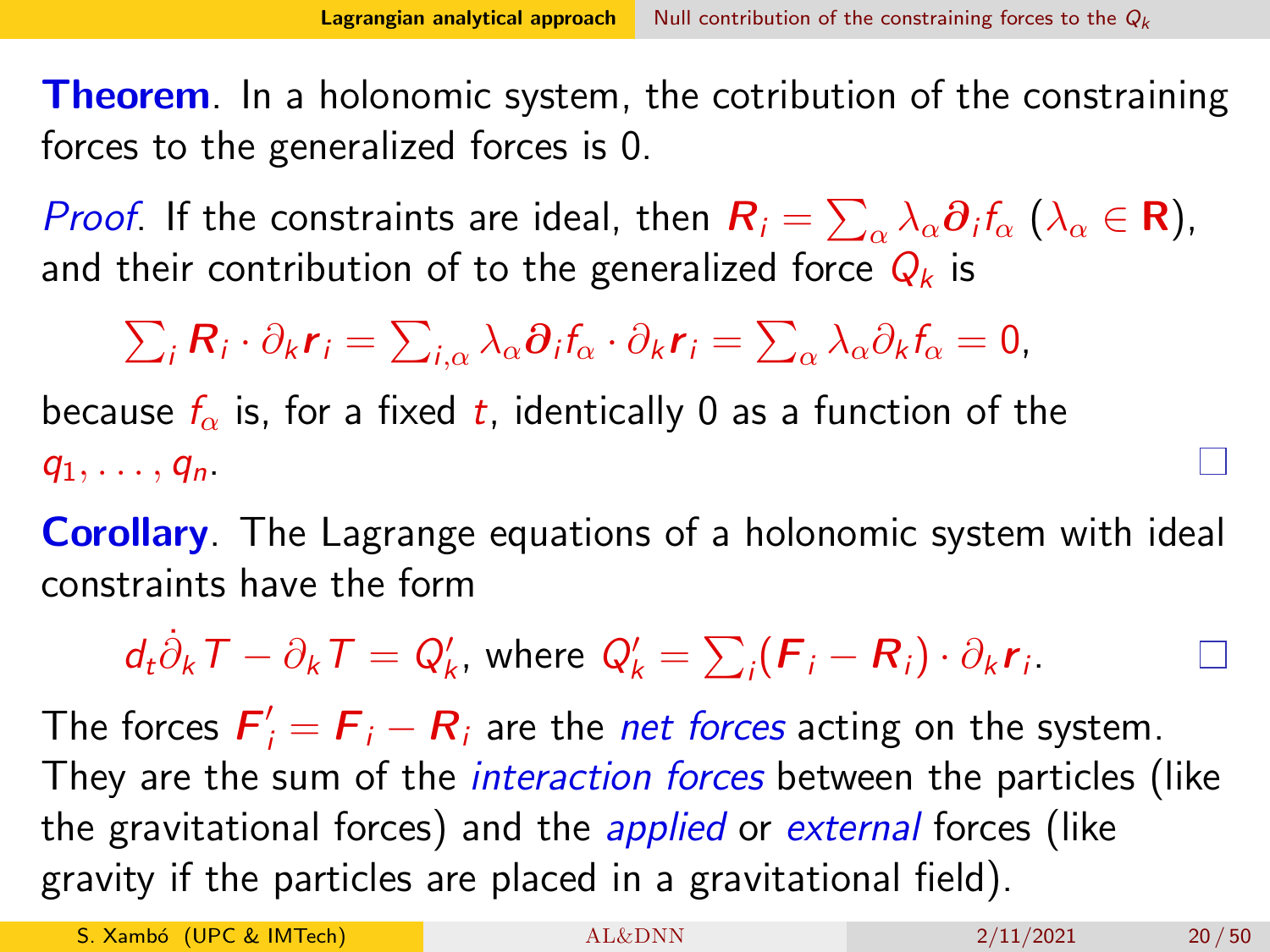**Theorem**. In a holonomic system, the cotribution of the constraining forces to the generalized forces is 0.

*Proof*. If the constraints are ideal, then $\boldsymbol{R}_i = \sum_\alpha \lambda_\alpha \boldsymbol{\partial}_i f_\alpha$ ($\lambda_\alpha \in \mathbf{R}$), and their contribution of to the generalized force $Q_k$ is

$$\sum_i \boldsymbol{R}_i \cdot \partial_k \boldsymbol{r}_i = \sum_{i,\alpha} \lambda_\alpha \boldsymbol{\partial}_i f_\alpha \cdot \partial_k \boldsymbol{r}_i = \sum_\alpha \lambda_\alpha \partial_k f_\alpha = 0,$$

because $f_\alpha$ is, for a fixed $t$, identically 0 as a function of the $q_1, \ldots, q_n$. □

**Corollary**. The Lagrange equations of a holonomic system with ideal constraints have the form

$$d_t \dot{\partial}_k T - \partial_k T = Q'_k, \text{ where } Q'_k = \sum_i (\boldsymbol{F}_i - \boldsymbol{R}_i) \cdot \partial_k \boldsymbol{r}_i.$$ □

The forces $\boldsymbol{F}'_i = \boldsymbol{F}_i - \boldsymbol{R}_i$ are the *net forces* acting on the system. They are the sum of the *interaction forces* between the particles (like the gravitational forces) and the *applied* or *external* forces (like gravity if the particles are placed in a gravitational field).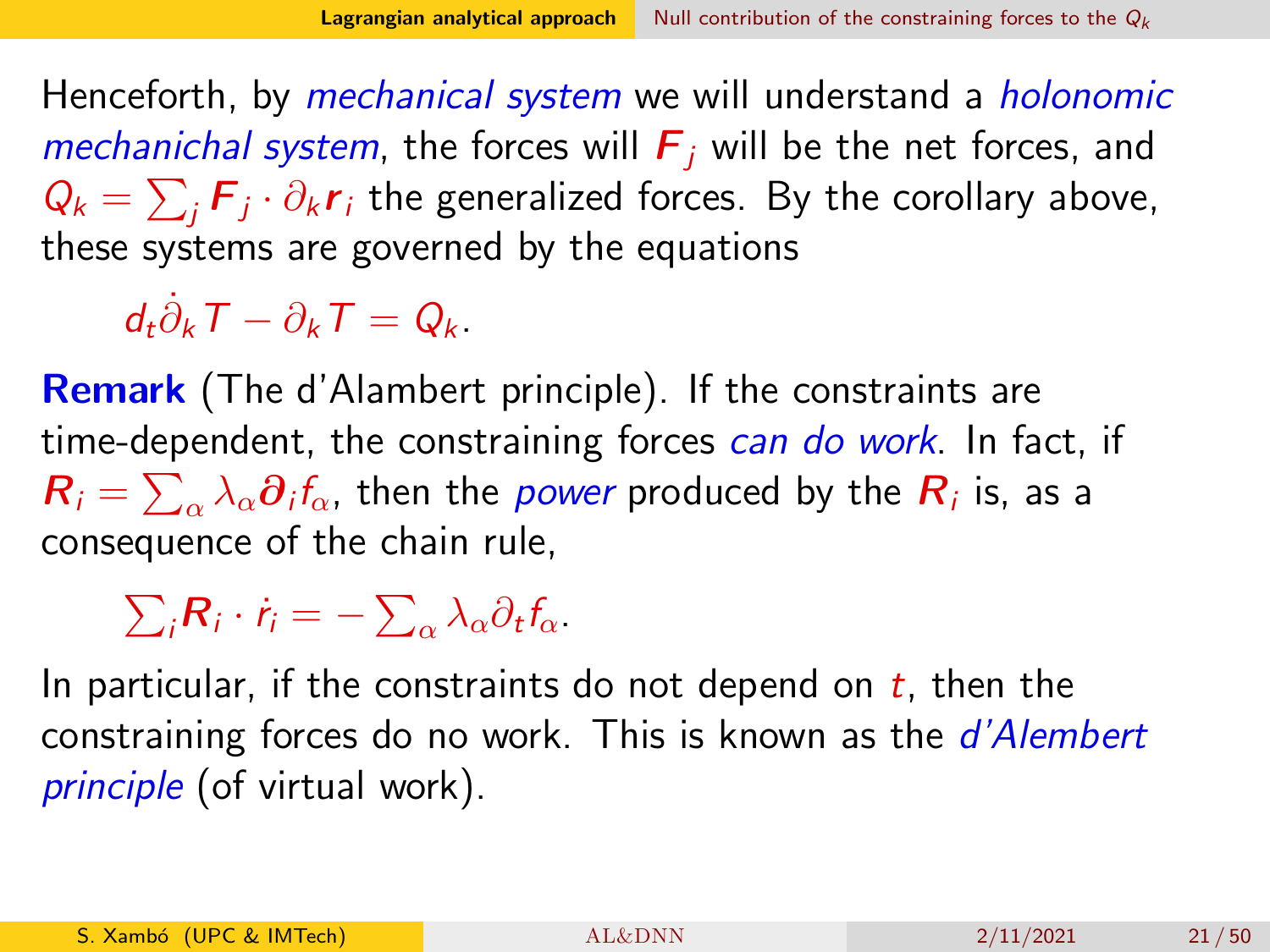Henceforth, by *mechanical system* we will understand a *holonomic mechanichal system*, the forces will $\boldsymbol{F}_j$ will be the net forces, and $Q_k = \sum_j \boldsymbol{F}_j \cdot \partial_k \boldsymbol{r}_i$ the generalized forces. By the corollary above, these systems are governed by the equations

$$d_t \dot{\partial}_k T - \partial_k T = Q_k.$$

**Remark** (The d'Alembert principle). If the constraints are time-dependent, the constraining forces *can do work*. In fact, if $\boldsymbol{R}_i = \sum_\alpha \lambda_\alpha \boldsymbol{\partial}_i f_\alpha$, then the *power* produced by the $\boldsymbol{R}_i$ is, as a consequence of the chain rule,

$$\sum_i \boldsymbol{R}_i \cdot \dot{r}_i = -\sum_\alpha \lambda_\alpha \partial_t f_\alpha.$$

In particular, if the constraints do not depend on $t$, then the constraining forces do no work. This is known as the *d'Alembert principle* (of virtual work).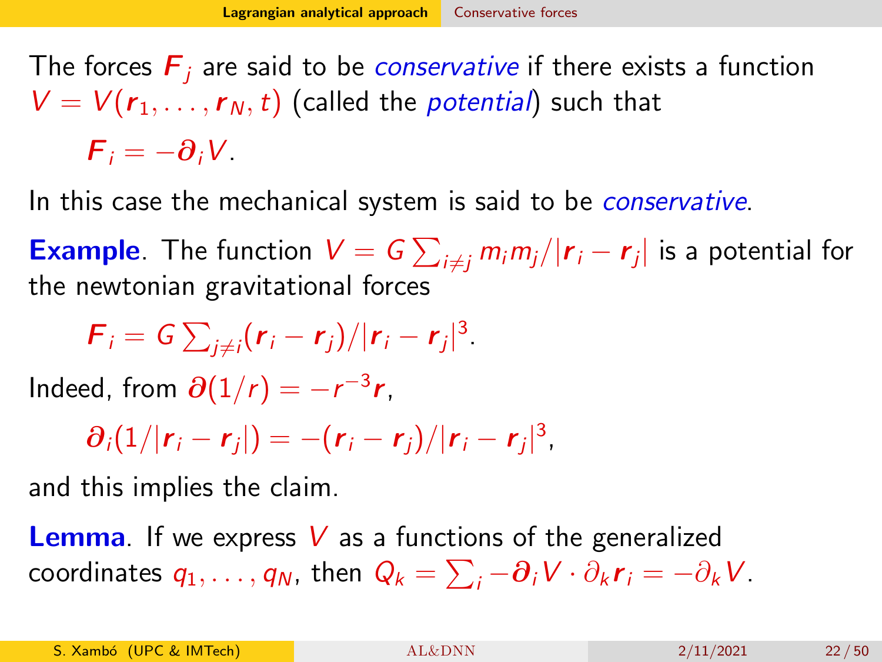The forces $\boldsymbol{F}_j$ are said to be *conservative* if there exists a function $V = V(\boldsymbol{r}_1, \ldots, \boldsymbol{r}_N, t)$ (called the *potential*) such that

$$\boldsymbol{F}_i = -\boldsymbol{\partial}_i V.$$

In this case the mechanical system is said to be *conservative*.

**Example**. The function $V = G \sum_{i \neq j} m_i m_j / |\boldsymbol{r}_i - \boldsymbol{r}_j|$ is a potential for the newtonian gravitational forces

$$\boldsymbol{F}_i = G \sum_{j \neq i} (\boldsymbol{r}_i - \boldsymbol{r}_j)/|\boldsymbol{r}_i - \boldsymbol{r}_j|^3.$$

Indeed, from $\boldsymbol{\partial}(1/r) = -r^{-3}\boldsymbol{r}$,

$$\boldsymbol{\partial}_i (1/|\boldsymbol{r}_i - \boldsymbol{r}_j|) = -(\boldsymbol{r}_i - \boldsymbol{r}_j)/|\boldsymbol{r}_i - \boldsymbol{r}_j|^3,$$

and this implies the claim.

**Lemma**. If we express $V$ as a functions of the generalized coordinates $q_1, \ldots, q_N$, then $Q_k = \sum_i -\boldsymbol{\partial}_i V \cdot \partial_k \boldsymbol{r}_i = -\partial_k V$.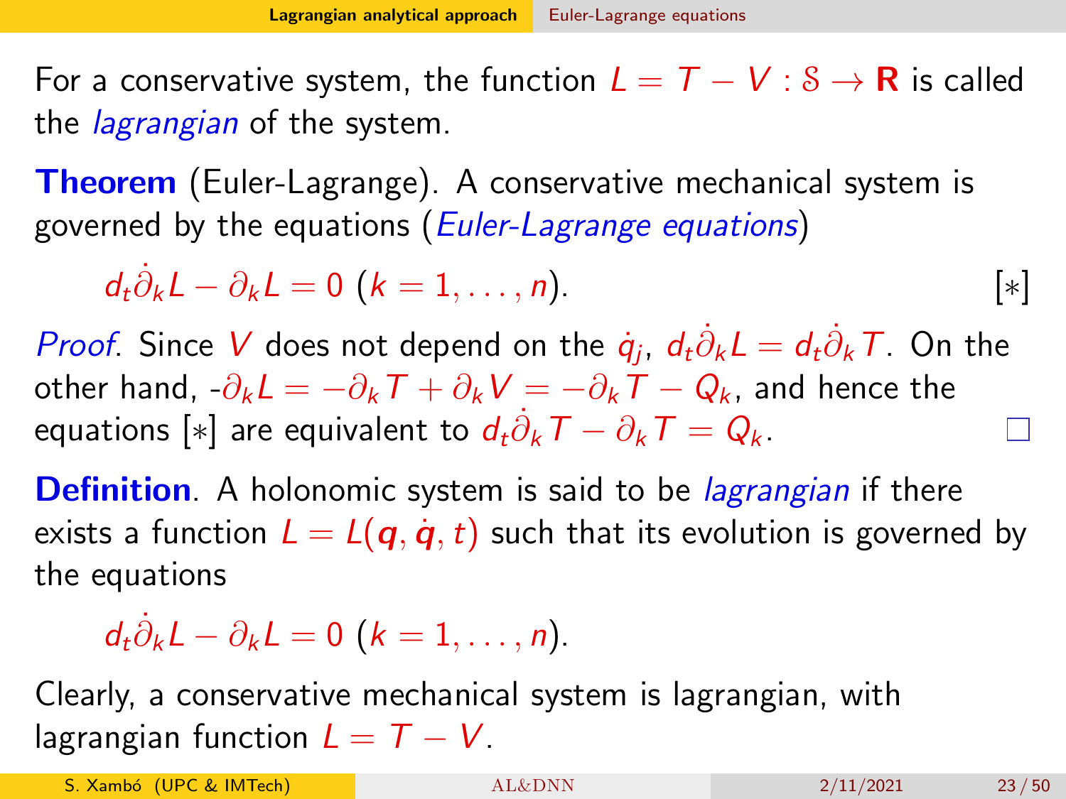For a conservative system, the function $L = T - V : \mathcal{S} \to \mathbf{R}$ is called the *lagrangian* of the system.

**Theorem** (Euler-Lagrange). A conservative mechanical system is governed by the equations (*Euler-Lagrange equations*)

$$d_t \dot{\partial}_k L - \partial_k L = 0 \ (k = 1, \ldots, n). \qquad [*]$$

*Proof*. Since $V$ does not depend on the $\dot{q}_j$, $d_t \dot{\partial}_k L = d_t \dot{\partial}_k T$. On the other hand, $-\partial_k L = -\partial_k T + \partial_k V = -\partial_k T - Q_k$, and hence the equations [*] are equivalent to $d_t \dot{\partial}_k T - \partial_k T = Q_k$. □

**Definition**. A holonomic system is said to be *lagrangian* if there exists a function $L = L(\boldsymbol{q}, \dot{\boldsymbol{q}}, t)$ such that its evolution is governed by the equations

$$d_t \dot{\partial}_k L - \partial_k L = 0 \ (k = 1, \ldots, n).$$

Clearly, a conservative mechanical system is lagrangian, with lagrangian function $L = T - V$.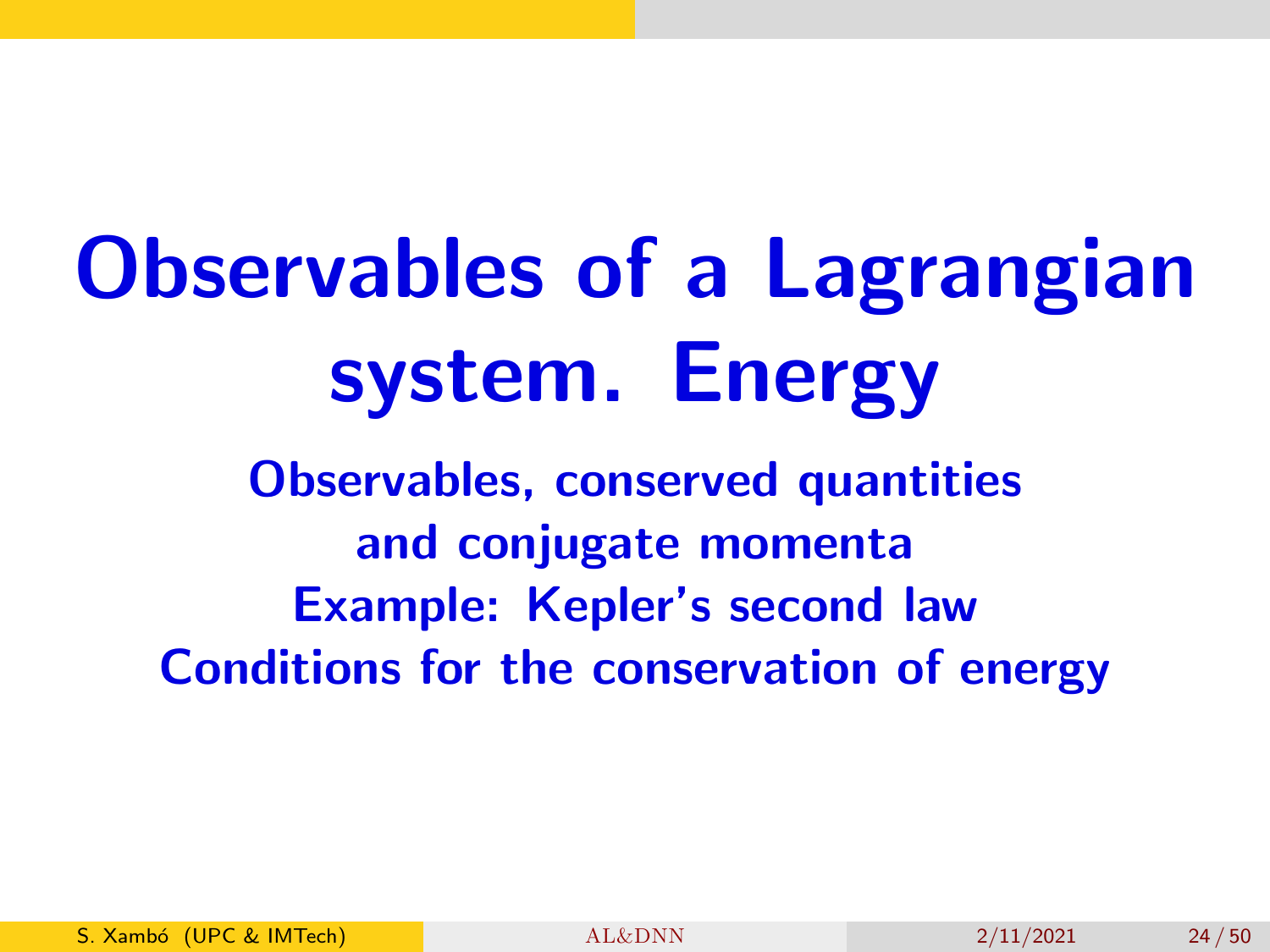# Observables of a Lagrangian system. Energy

**Observables, conserved quantities and conjugate momenta**

**Example: Kepler's second law**

**Conditions for the conservation of energy**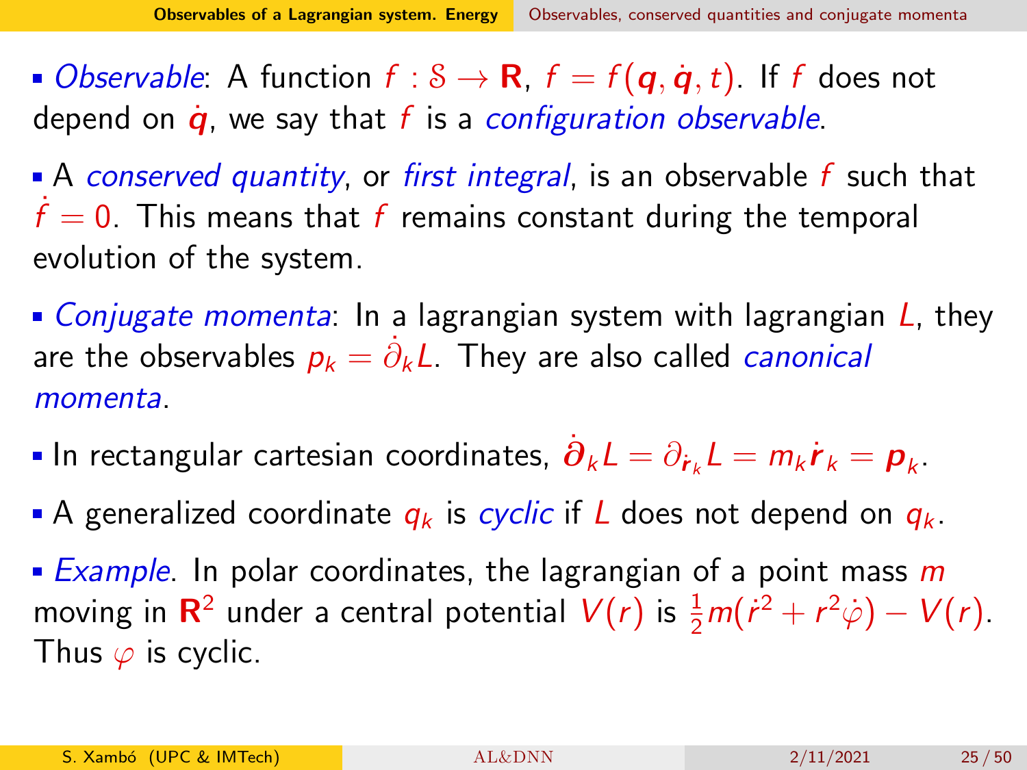- *Observable*: A function $f : \mathcal{S} \to \mathbf{R}$, $f = f(\boldsymbol{q}, \dot{\boldsymbol{q}}, t)$. If $f$ does not depend on $\dot{\boldsymbol{q}}$, we say that $f$ is a *configuration observable*.

- A *conserved quantity*, or *first integral*, is an observable $f$ such that $\dot{f} = 0$. This means that $f$ remains constant during the temporal evolution of the system.

- *Conjugate momenta*: In a lagrangian system with lagrangian $L$, they are the observables $p_k = \dot{\partial}_k L$. They are also called *canonical momenta*.

- In rectangular cartesian coordinates, $\dot{\boldsymbol{\partial}}_k L = \partial_{\dot{\boldsymbol{r}}_k} L = m_k \dot{\boldsymbol{r}}_k = \boldsymbol{p}_k$.

- A generalized coordinate $q_k$ is *cyclic* if $L$ does not depend on $q_k$.

- *Example*. In polar coordinates, the lagrangian of a point mass $m$ moving in $\mathbf{R}^2$ under a central potential $V(r)$ is $\frac{1}{2}m(\dot{r}^2 + r^2\dot{\varphi}) - V(r)$. Thus $\varphi$ is cyclic.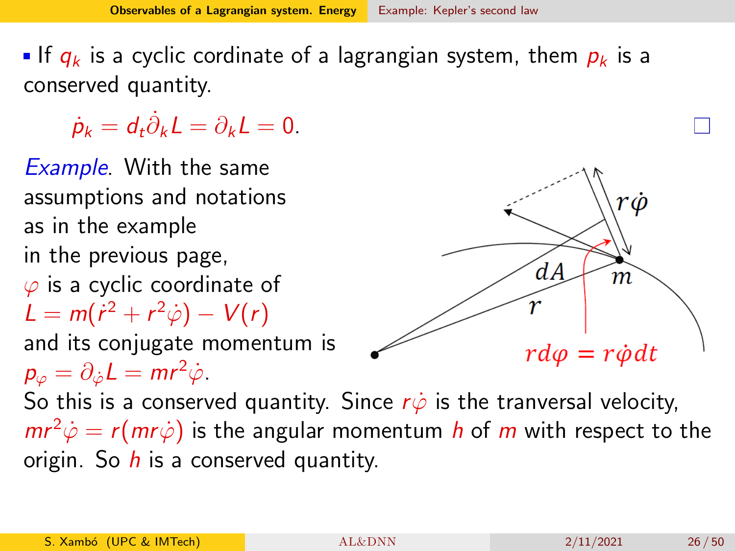- If $q_k$ is a cyclic cordinate of a lagrangian system, them $p_k$ is a conserved quantity.

$$\dot{p}_k = d_t \dot{\partial}_k L = \partial_k L = 0.$$

□

*Example*. With the same assumptions and notations as in the example in the previous page, $\varphi$ is a cyclic coordinate of $L = m(\dot{r}^2 + r^2\dot{\varphi}) - V(r)$ and its conjugate momentum is $p_\varphi = \partial_{\dot{\varphi}} L = mr^2\dot{\varphi}$.

So this is a conserved quantity. Since $r\dot{\varphi}$ is the tranversal velocity, $mr^2\dot{\varphi} = r(mr\dot{\varphi})$ is the angular momentum $h$ of $m$ with respect to the origin. So $h$ is a conserved quantity.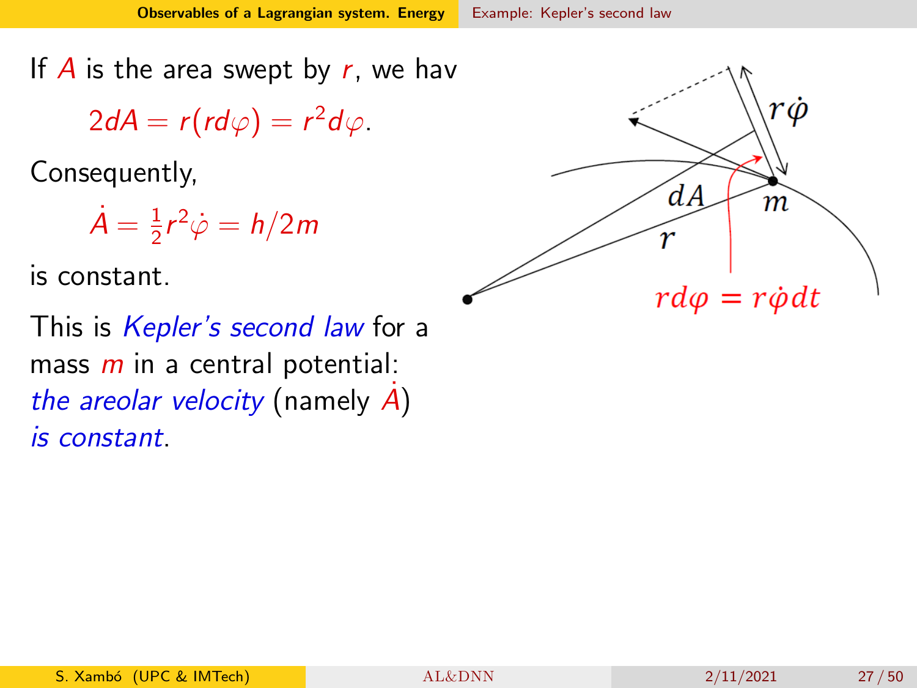If $A$ is the area swept by $r$, we hav

$$2dA = r(rd\varphi) = r^2 d\varphi.$$

Consequently,

$$\dot{A} = \tfrac{1}{2}r^2\dot{\varphi} = h/2m$$

is constant.

This is *Kepler's second law* for a mass $m$ in a central potential: *the areolar velocity* (namely $\dot{A}$) *is constant*.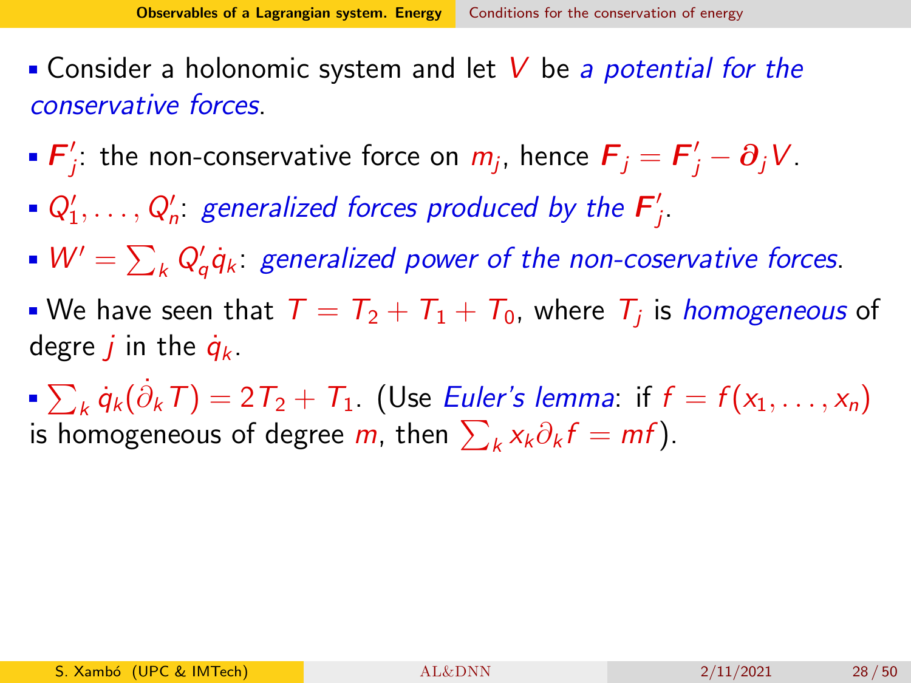- Consider a holonomic system and let $V$ be *a potential for the conservative forces*.
- $\boldsymbol{F}'_j$: the non-conservative force on $m_j$, hence $\boldsymbol{F}_j = \boldsymbol{F}'_j - \boldsymbol{\partial}_j V$.
- $Q'_1, \ldots, Q'_n$: *generalized forces produced by the* $\boldsymbol{F}'_j$.
- $W' = \sum_k Q'_q \dot{q}_k$: *generalized power of the non-coservative forces*.
- We have seen that $T = T_2 + T_1 + T_0$, where $T_j$ is *homogeneous* of degre $j$ in the $\dot{q}_k$.
- $\sum_k \dot{q}_k(\dot{\partial}_k T) = 2T_2 + T_1$. (Use *Euler's lemma*: if $f = f(x_1, \ldots, x_n)$ is homogeneous of degree $m$, then $\sum_k x_k \partial_k f = mf$).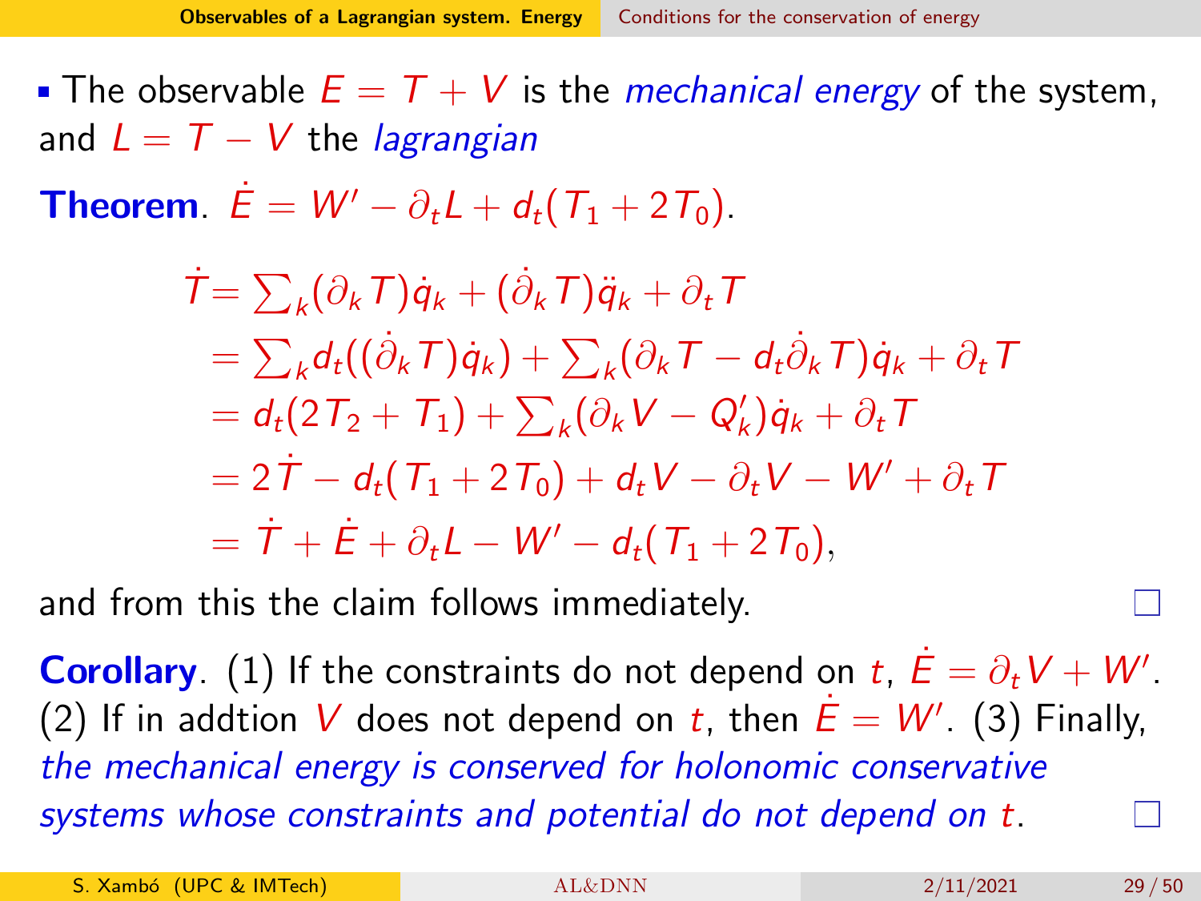- The observable $E = T + V$ is the *mechanical energy* of the system, and $L = T - V$ the *lagrangian*

**Theorem**. $\dot{E} = W' - \partial_t L + d_t(T_1 + 2T_0)$.

$$
\begin{aligned}
\dot{T} &= \textstyle\sum_k (\partial_k T)\dot{q}_k + (\dot{\partial}_k T)\ddot{q}_k + \partial_t T \\
&= \textstyle\sum_k d_t((\dot{\partial}_k T)\dot{q}_k) + \sum_k (\partial_k T - d_t \dot{\partial}_k T)\dot{q}_k + \partial_t T \\
&= d_t(2T_2 + T_1) + \textstyle\sum_k (\partial_k V - Q'_k)\dot{q}_k + \partial_t T \\
&= 2\dot{T} - d_t(T_1 + 2T_0) + d_t V - \partial_t V - W' + \partial_t T \\
&= \dot{T} + \dot{E} + \partial_t L - W' - d_t(T_1 + 2T_0),
\end{aligned}
$$

and from this the claim follows immediately. □

**Corollary**. (1) If the constraints do not depend on $t$, $\dot{E} = \partial_t V + W'$. (2) If in addtion $V$ does not depend on $t$, then $\dot{E} = W'$. (3) Finally, *the mechanical energy is conserved for holonomic conservative systems whose constraints and potential do not depend on* $t$. □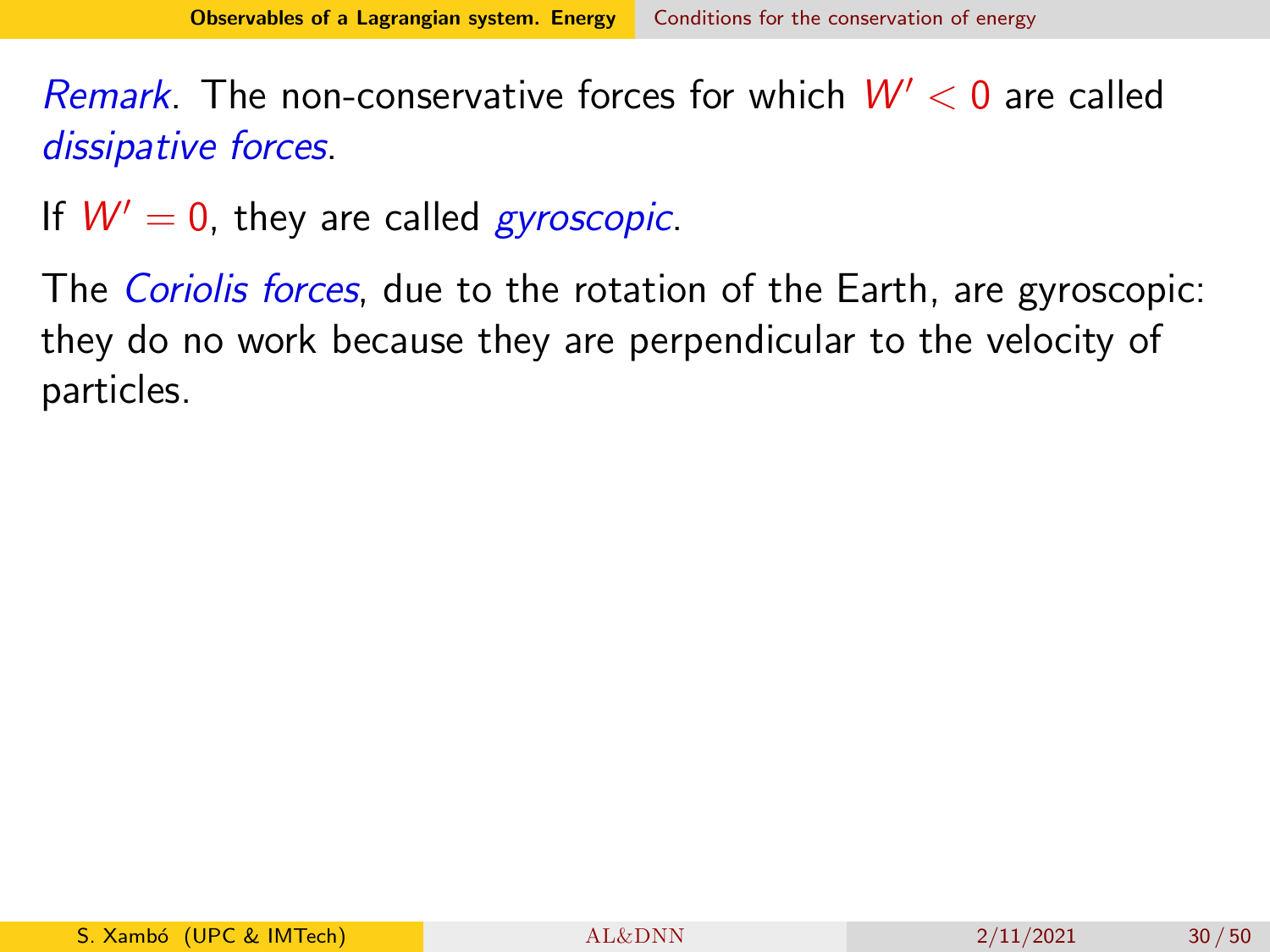*Remark*. The non-conservative forces for which $W' < 0$ are called *dissipative forces*.

If $W' = 0$, they are called *gyroscopic*.

The *Coriolis forces*, due to the rotation of the Earth, are gyroscopic: they do no work because they are perpendicular to the velocity of particles.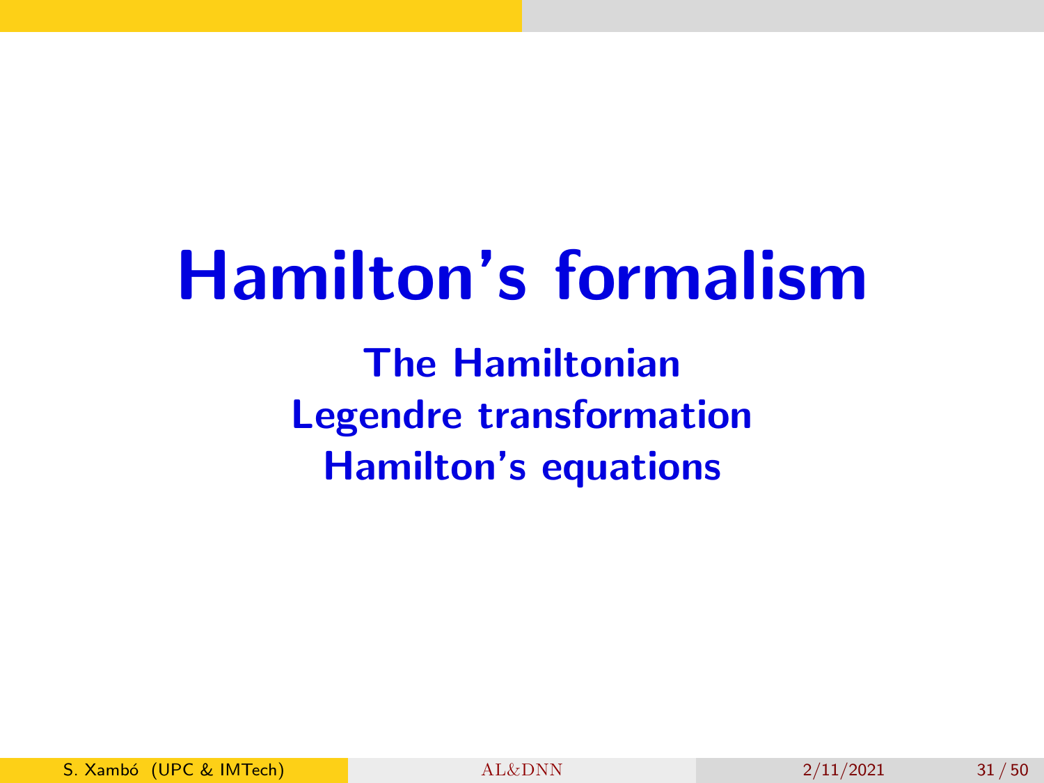# Hamilton's formalism

**The Hamiltonian**
**Legendre transformation**
**Hamilton's equations**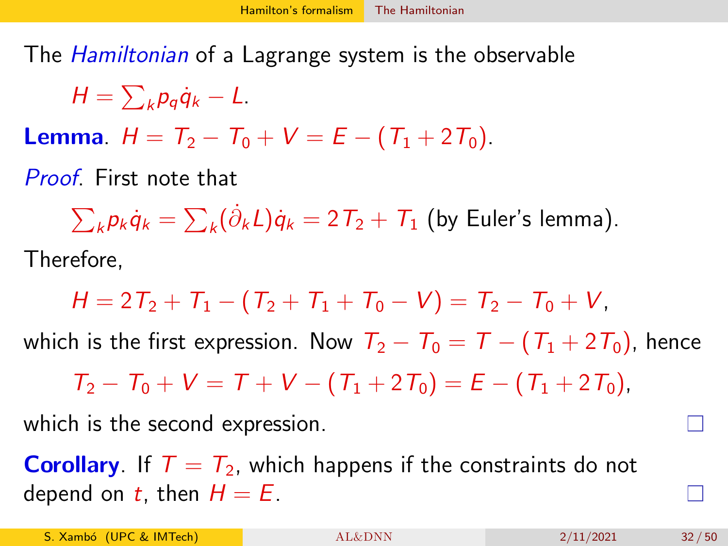The *Hamiltonian* of a Lagrange system is the observable

$$H = \sum_k p_q \dot{q}_k - L.$$

**Lemma**. $H = T_2 - T_0 + V = E - (T_1 + 2T_0)$.

*Proof*. First note that

$$\sum_k p_k \dot{q}_k = \sum_k (\dot{\partial}_k L)\dot{q}_k = 2T_2 + T_1 \text{ (by Euler's lemma).}$$

Therefore,

$$H = 2T_2 + T_1 - (T_2 + T_1 + T_0 - V) = T_2 - T_0 + V,$$

which is the first expression. Now $T_2 - T_0 = T - (T_1 + 2T_0)$, hence

$$T_2 - T_0 + V = T + V - (T_1 + 2T_0) = E - (T_1 + 2T_0),$$

which is the second expression. □

**Corollary**. If $T = T_2$, which happens if the constraints do not depend on $t$, then $H = E$. □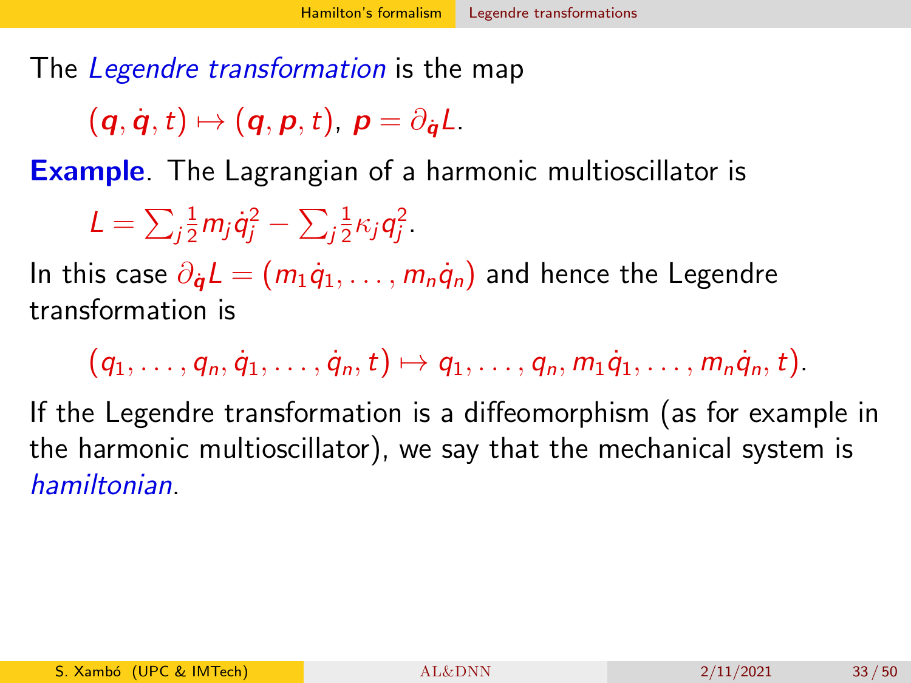The *Legendre transformation* is the map

$$(\boldsymbol{q}, \dot{\boldsymbol{q}}, t) \mapsto (\boldsymbol{q}, \boldsymbol{p}, t),\ \boldsymbol{p} = \partial_{\dot{\boldsymbol{q}}} L.$$

**Example**. The Lagrangian of a harmonic multioscillator is

$$L = \sum_j \tfrac{1}{2} m_j \dot{q}_j^2 - \sum_j \tfrac{1}{2} \kappa_j q_j^2.$$

In this case $\partial_{\dot{\boldsymbol{q}}} L = (m_1 \dot{q}_1, \ldots, m_n \dot{q}_n)$ and hence the Legendre transformation is

$$(q_1, \ldots, q_n, \dot{q}_1, \ldots, \dot{q}_n, t) \mapsto q_1, \ldots, q_n, m_1 \dot{q}_1, \ldots, m_n \dot{q}_n, t).$$

If the Legendre transformation is a diffeomorphism (as for example in the harmonic multioscillator), we say that the mechanical system is *hamiltonian*.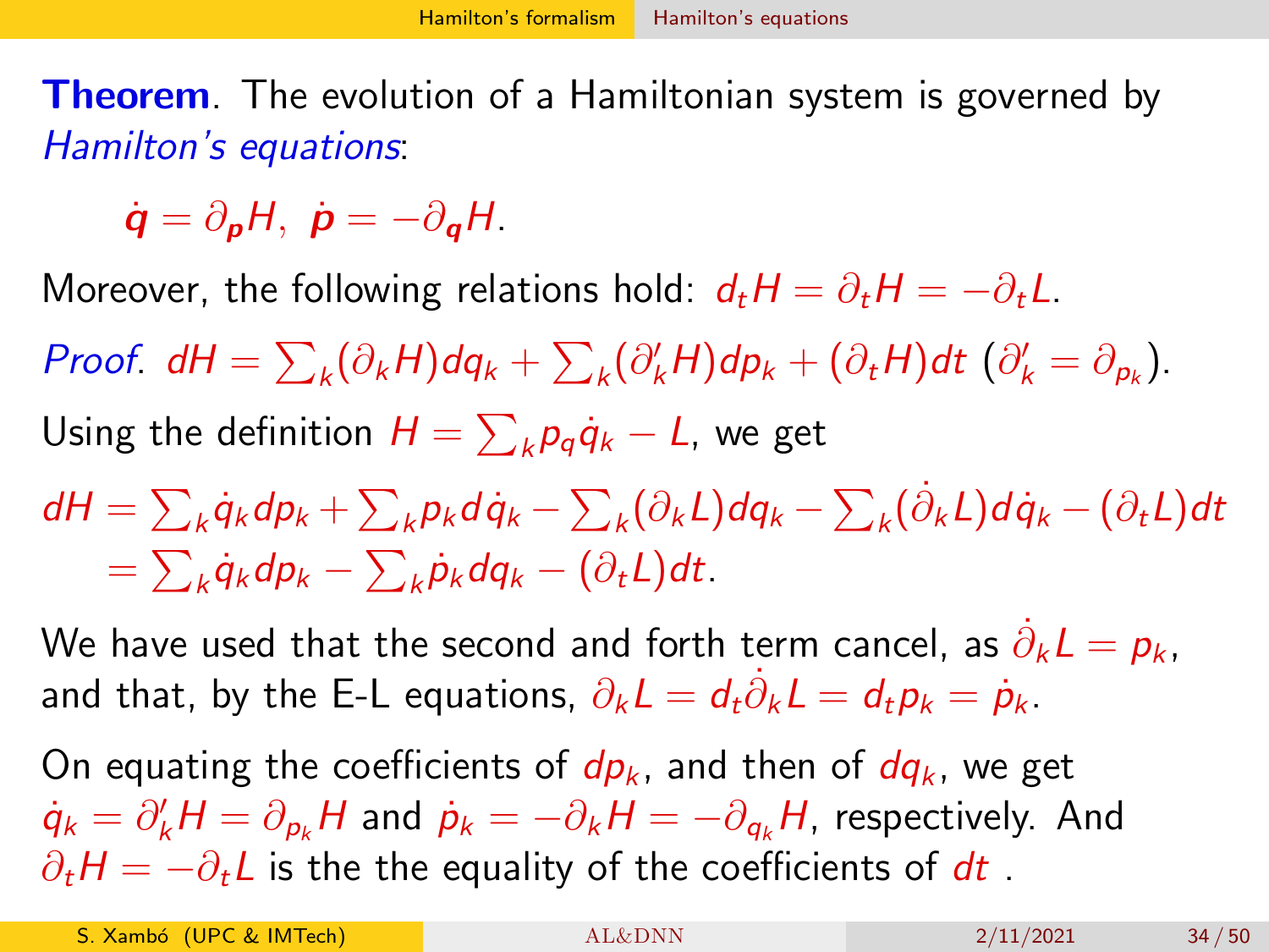**Theorem**. The evolution of a Hamiltonian system is governed by *Hamilton's equations*:

$$\dot{\boldsymbol{q}} = \partial_{\boldsymbol{p}} H, \;\; \dot{\boldsymbol{p}} = -\partial_{\boldsymbol{q}} H.$$

Moreover, the following relations hold: $d_t H = \partial_t H = -\partial_t L$.

*Proof*. $dH = \sum_k (\partial_k H) dq_k + \sum_k (\partial'_k H) dp_k + (\partial_t H) dt$ ($\partial'_k = \partial_{p_k}$).

Using the definition $H = \sum_k p_q \dot{q}_k - L$, we get

$$\begin{aligned} dH &= \textstyle\sum_k \dot{q}_k dp_k + \sum_k p_k d\dot{q}_k - \sum_k (\partial_k L) dq_k - \sum_k (\dot{\partial}_k L) d\dot{q}_k - (\partial_t L) dt \\ &= \textstyle\sum_k \dot{q}_k dp_k - \sum_k \dot{p}_k dq_k - (\partial_t L) dt. \end{aligned}$$

We have used that the second and forth term cancel, as $\dot{\partial}_k L = p_k$, and that, by the E-L equations, $\partial_k L = d_t \dot{\partial}_k L = d_t p_k = \dot{p}_k$.

On equating the coefficients of $dp_k$, and then of $dq_k$, we get $\dot{q}_k = \partial'_k H = \partial_{p_k} H$ and $\dot{p}_k = -\partial_k H = -\partial_{q_k} H$, respectively. And $\partial_t H = -\partial_t L$ is the the equality of the coefficients of $dt$ .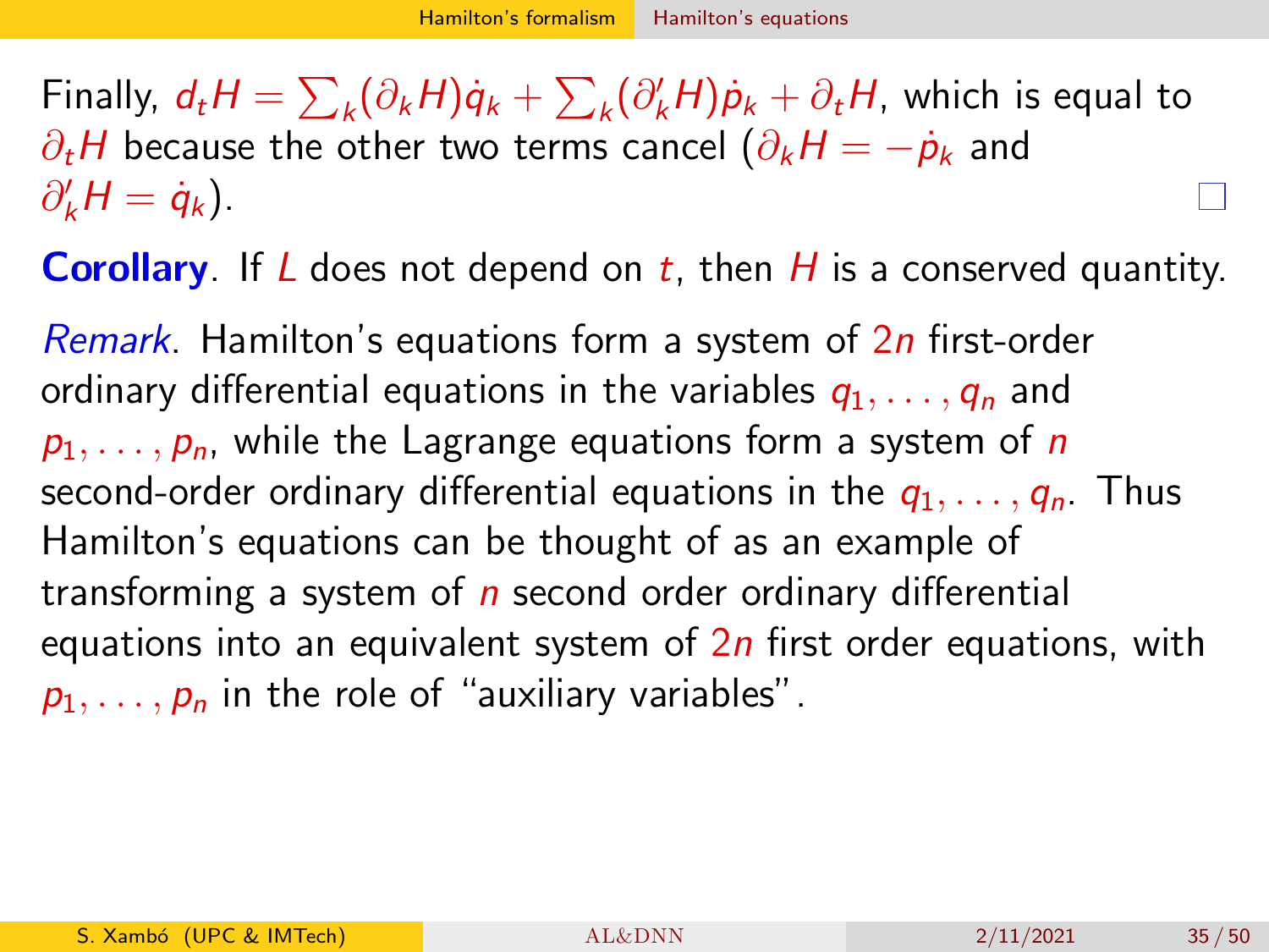Finally, $d_t H = \sum_k (\partial_k H)\dot{q}_k + \sum_k (\partial'_k H)\dot{p}_k + \partial_t H$, which is equal to $\partial_t H$ because the other two terms cancel ($\partial_k H = -\dot{p}_k$ and $\partial'_k H = \dot{q}_k$). □

**Corollary**. If $L$ does not depend on $t$, then $H$ is a conserved quantity.

*Remark*. Hamilton's equations form a system of $2n$ first-order ordinary differential equations in the variables $q_1, \ldots, q_n$ and $p_1, \ldots, p_n$, while the Lagrange equations form a system of $n$ second-order ordinary differential equations in the $q_1, \ldots, q_n$. Thus Hamilton's equations can be thought of as an example of transforming a system of $n$ second order ordinary differential equations into an equivalent system of $2n$ first order equations, with $p_1, \ldots, p_n$ in the role of "auxiliary variables".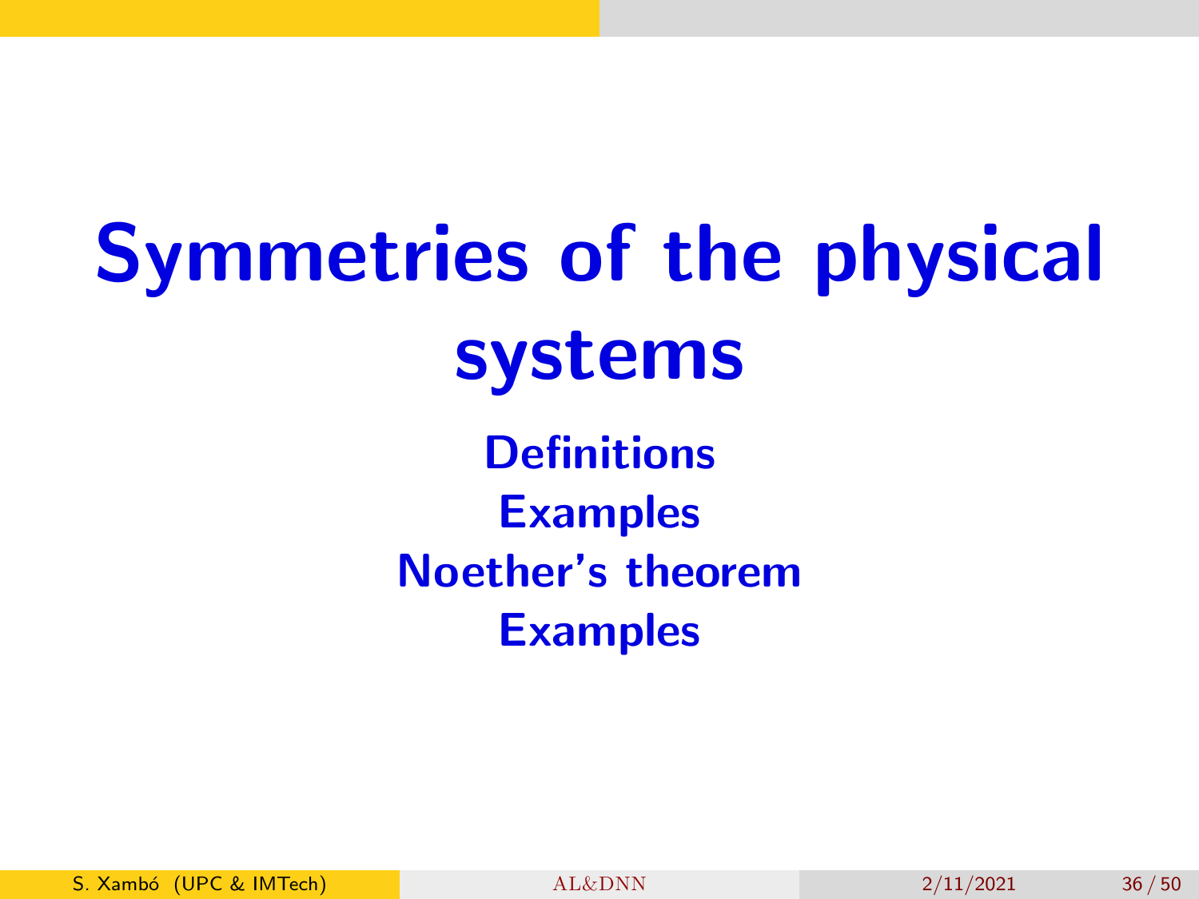# Symmetries of the physical systems

**Definitions**

**Examples**

**Noether's theorem**

**Examples**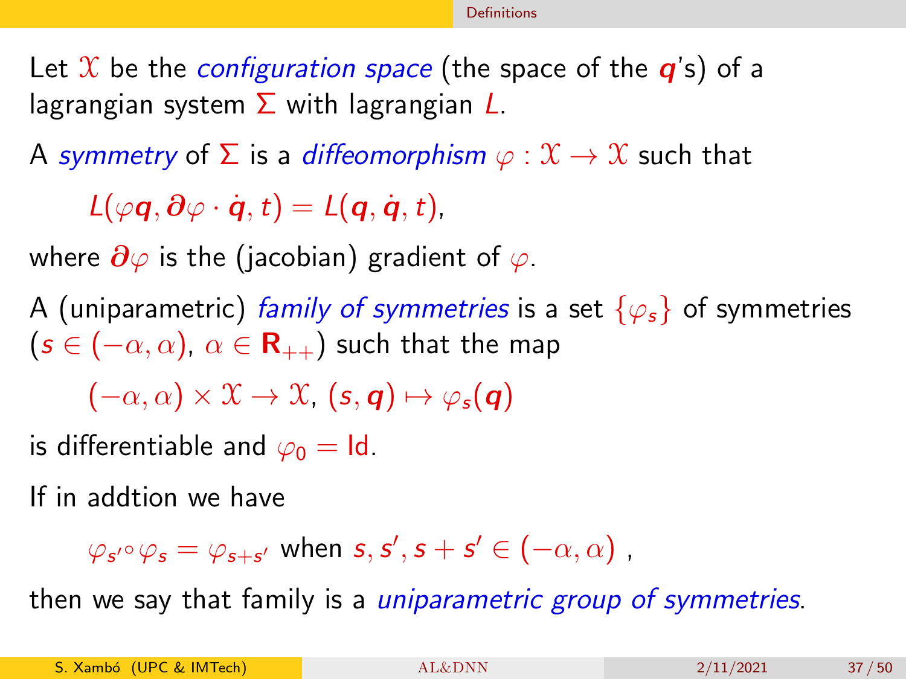Let $\mathcal{X}$ be the *configuration space* (the space of the $\boldsymbol{q}$'s) of a lagrangian system $\Sigma$ with lagrangian $L$.

A *symmetry* of $\Sigma$ is a *diffeomorphism* $\varphi : \mathcal{X} \to \mathcal{X}$ such that

$$L(\varphi\boldsymbol{q}, \boldsymbol{\partial}\varphi \cdot \dot{\boldsymbol{q}}, t) = L(\boldsymbol{q}, \dot{\boldsymbol{q}}, t),$$

where $\boldsymbol{\partial}\varphi$ is the (jacobian) gradient of $\varphi$.

A (uniparametric) *family of symmetries* is a set $\{\varphi_s\}$ of symmetries ($s \in (-\alpha, \alpha)$, $\alpha \in \mathbf{R}_{++}$) such that the map

$$(-\alpha, \alpha) \times \mathcal{X} \to \mathcal{X},\ (s, \boldsymbol{q}) \mapsto \varphi_s(\boldsymbol{q})$$

is differentiable and $\varphi_0 = \mathrm{Id}$.

If in addtion we have

$$\varphi_{s'} \circ \varphi_s = \varphi_{s+s'} \text{ when } s, s', s+s' \in (-\alpha, \alpha)\ ,$$

then we say that family is a *uniparametric group of symmetries*.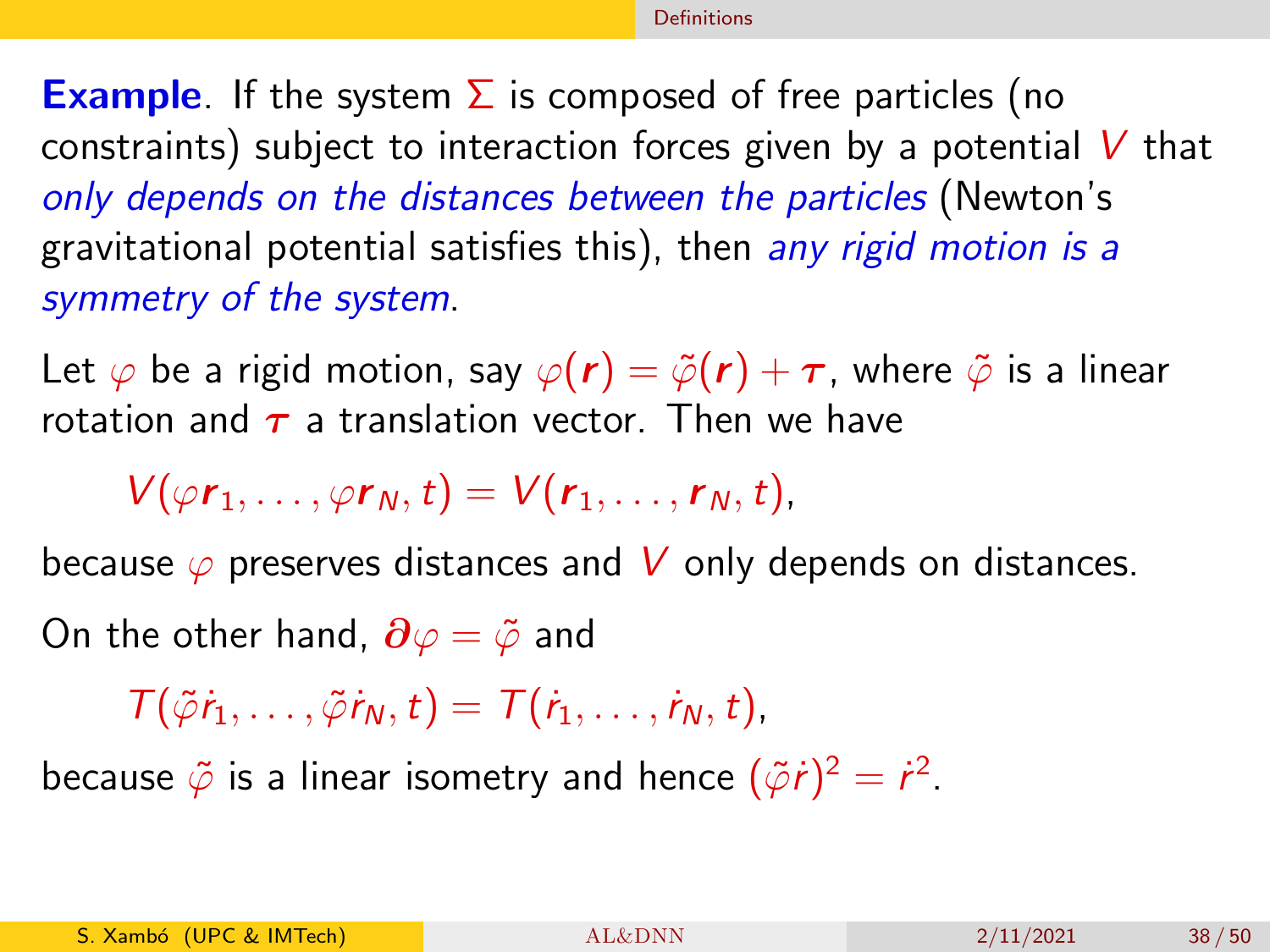**Example**. If the system $\Sigma$ is composed of free particles (no constraints) subject to interaction forces given by a potential $V$ that *only depends on the distances between the particles* (Newton's gravitational potential satisfies this), then *any rigid motion is a symmetry of the system*.

Let $\varphi$ be a rigid motion, say $\varphi(\boldsymbol{r}) = \tilde{\varphi}(\boldsymbol{r}) + \boldsymbol{\tau}$, where $\tilde{\varphi}$ is a linear rotation and $\boldsymbol{\tau}$ a translation vector. Then we have

$$V(\varphi\boldsymbol{r}_1, \ldots, \varphi\boldsymbol{r}_N, t) = V(\boldsymbol{r}_1, \ldots, \boldsymbol{r}_N, t),$$

because $\varphi$ preserves distances and $V$ only depends on distances.

On the other hand, $\boldsymbol{\partial}\varphi = \tilde{\varphi}$ and

$$T(\tilde{\varphi}\dot{r}_1, \ldots, \tilde{\varphi}\dot{r}_N, t) = T(\dot{r}_1, \ldots, \dot{r}_N, t),$$

because $\tilde{\varphi}$ is a linear isometry and hence $(\tilde{\varphi}\dot{r})^2 = \dot{r}^2$.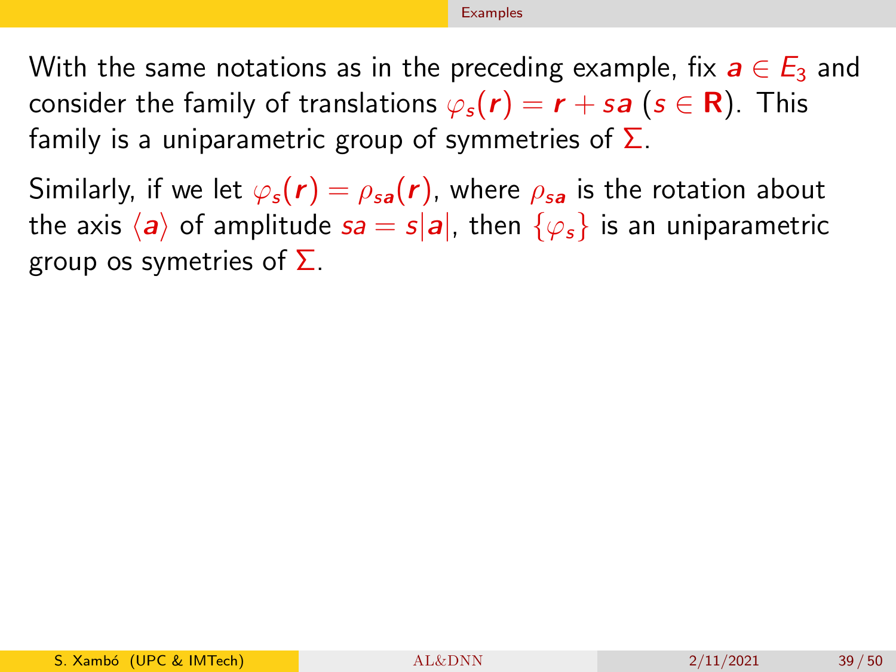With the same notations as in the preceding example, fix $\boldsymbol{a} \in E_3$ and consider the family of translations $\varphi_s(\boldsymbol{r}) = \boldsymbol{r} + s\boldsymbol{a}$ ($s \in \mathbf{R}$). This family is a uniparametric group of symmetries of $\Sigma$.

Similarly, if we let $\varphi_s(\boldsymbol{r}) = \rho_{s\boldsymbol{a}}(\boldsymbol{r})$, where $\rho_{s\boldsymbol{a}}$ is the rotation about the axis $\langle \boldsymbol{a} \rangle$ of amplitude $sa = s|\boldsymbol{a}|$, then $\{\varphi_s\}$ is an uniparametric group os symetries of $\Sigma$.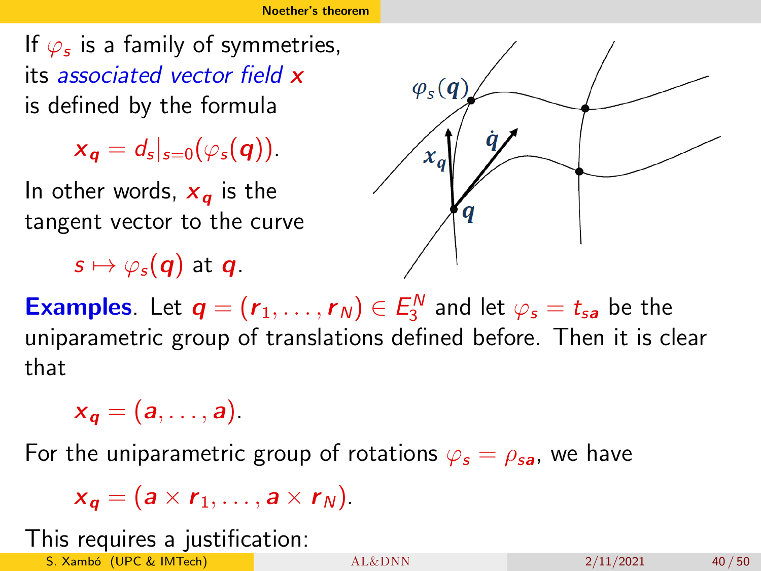If $\varphi_s$ is a family of symmetries, its *associated vector field* $\boldsymbol{x}$ is defined by the formula

$$\boldsymbol{x}_{\boldsymbol{q}} = d_s|_{s=0}(\varphi_s(\boldsymbol{q})).$$

In other words, $\boldsymbol{x}_{\boldsymbol{q}}$ is the tangent vector to the curve

$$s \mapsto \varphi_s(\boldsymbol{q}) \text{ at } \boldsymbol{q}.$$

**Examples**. Let $\boldsymbol{q} = (\boldsymbol{r}_1, \ldots, \boldsymbol{r}_N) \in E_3^N$ and let $\varphi_s = t_{s\boldsymbol{a}}$ be the uniparametric group of translations defined before. Then it is clear that

$$\boldsymbol{x}_{\boldsymbol{q}} = (\boldsymbol{a}, \ldots, \boldsymbol{a}).$$

For the uniparametric group of rotations $\varphi_s = \rho_{s\boldsymbol{a}}$, we have

$$\boldsymbol{x}_{\boldsymbol{q}} = (\boldsymbol{a} \times \boldsymbol{r}_1, \ldots, \boldsymbol{a} \times \boldsymbol{r}_N).$$

This requires a justification: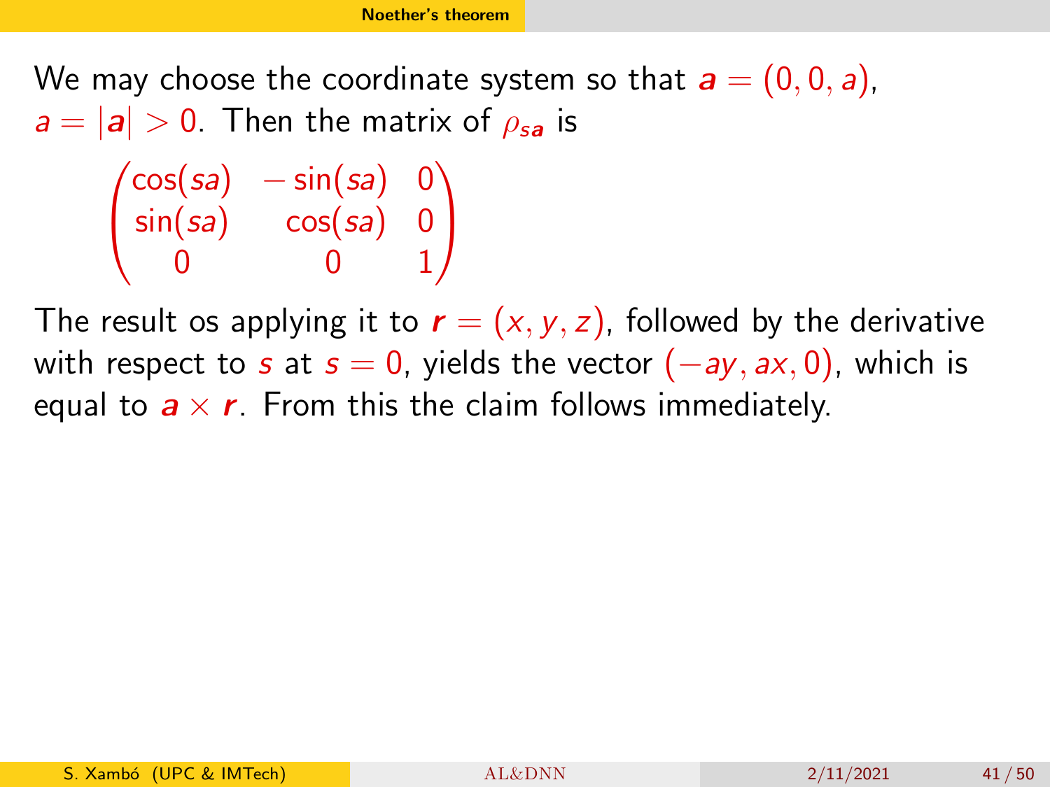We may choose the coordinate system so that $\boldsymbol{a} = (0, 0, a)$, $a = |\boldsymbol{a}| > 0$. Then the matrix of $\rho_{s\boldsymbol{a}}$ is

$$\begin{pmatrix} \cos(sa) & -\sin(sa) & 0 \\ \sin(sa) & \cos(sa) & 0 \\ 0 & 0 & 1 \end{pmatrix}$$

The result os applying it to $\boldsymbol{r} = (x, y, z)$, followed by the derivative with respect to $s$ at $s = 0$, yields the vector $(-ay, ax, 0)$, which is equal to $\boldsymbol{a} \times \boldsymbol{r}$. From this the claim follows immediately.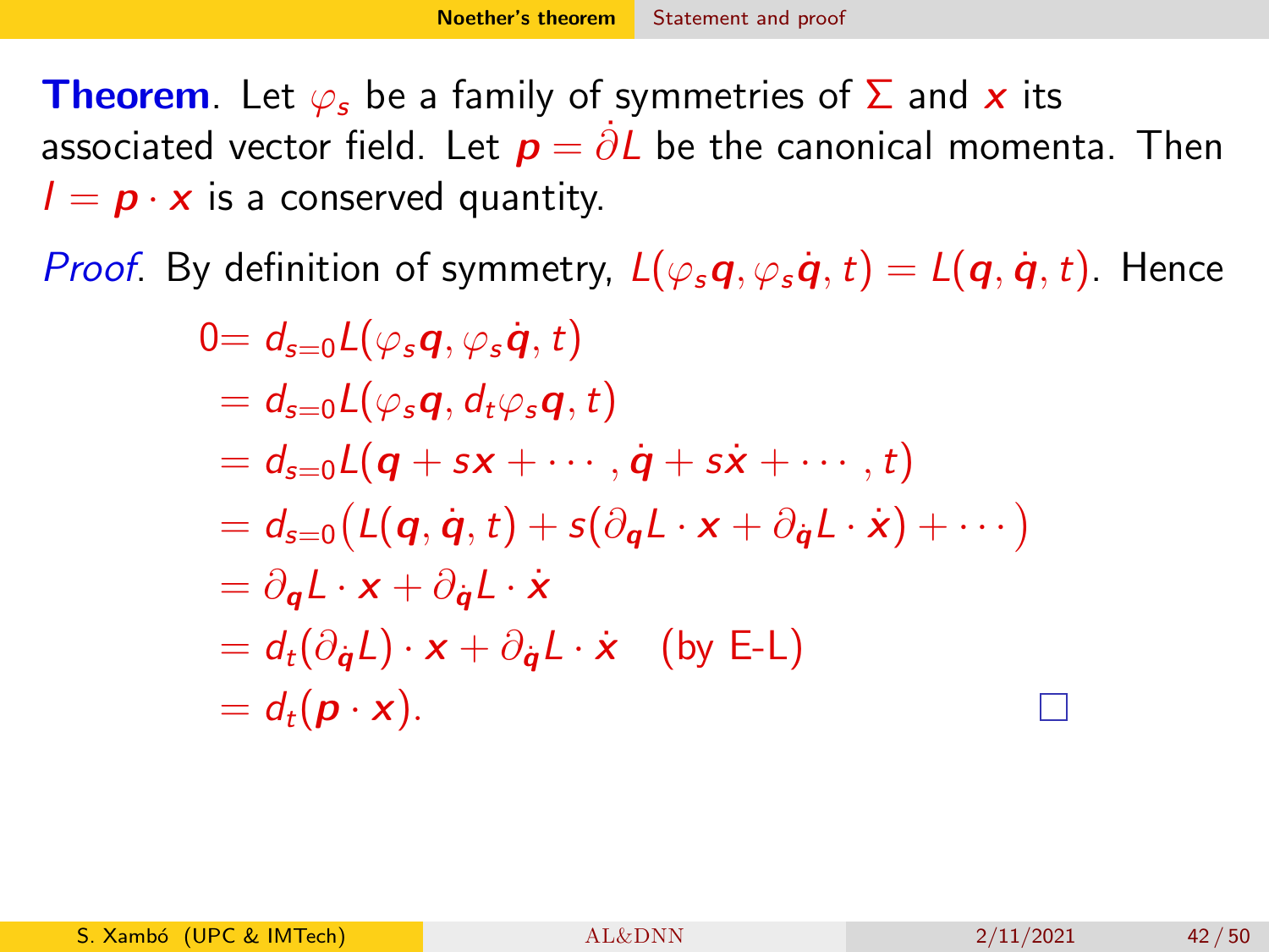**Theorem**. Let $\varphi_s$ be a family of symmetries of $\Sigma$ and $\boldsymbol{x}$ its associated vector field. Let $\boldsymbol{p} = \dot{\partial} L$ be the canonical momenta. Then $I = \boldsymbol{p} \cdot \boldsymbol{x}$ is a conserved quantity.

*Proof*. By definition of symmetry, $L(\varphi_s \boldsymbol{q}, \varphi_s \dot{\boldsymbol{q}}, t) = L(\boldsymbol{q}, \dot{\boldsymbol{q}}, t)$. Hence

$$
\begin{aligned}
0 &= d_{s=0} L(\varphi_s \boldsymbol{q}, \varphi_s \dot{\boldsymbol{q}}, t) \\
&= d_{s=0} L(\varphi_s \boldsymbol{q}, d_t \varphi_s \boldsymbol{q}, t) \\
&= d_{s=0} L(\boldsymbol{q} + s\boldsymbol{x} + \cdots, \dot{\boldsymbol{q}} + s\dot{\boldsymbol{x}} + \cdots, t) \\
&= d_{s=0} \big( L(\boldsymbol{q}, \dot{\boldsymbol{q}}, t) + s(\partial_{\boldsymbol{q}} L \cdot \boldsymbol{x} + \partial_{\dot{\boldsymbol{q}}} L \cdot \dot{\boldsymbol{x}}) + \cdots \big) \\
&= \partial_{\boldsymbol{q}} L \cdot \boldsymbol{x} + \partial_{\dot{\boldsymbol{q}}} L \cdot \dot{\boldsymbol{x}} \\
&= d_t(\partial_{\dot{\boldsymbol{q}}} L) \cdot \boldsymbol{x} + \partial_{\dot{\boldsymbol{q}}} L \cdot \dot{\boldsymbol{x}} \quad \text{(by E-L)} \\
&= d_t(\boldsymbol{p} \cdot \boldsymbol{x}).
\end{aligned}
$$

□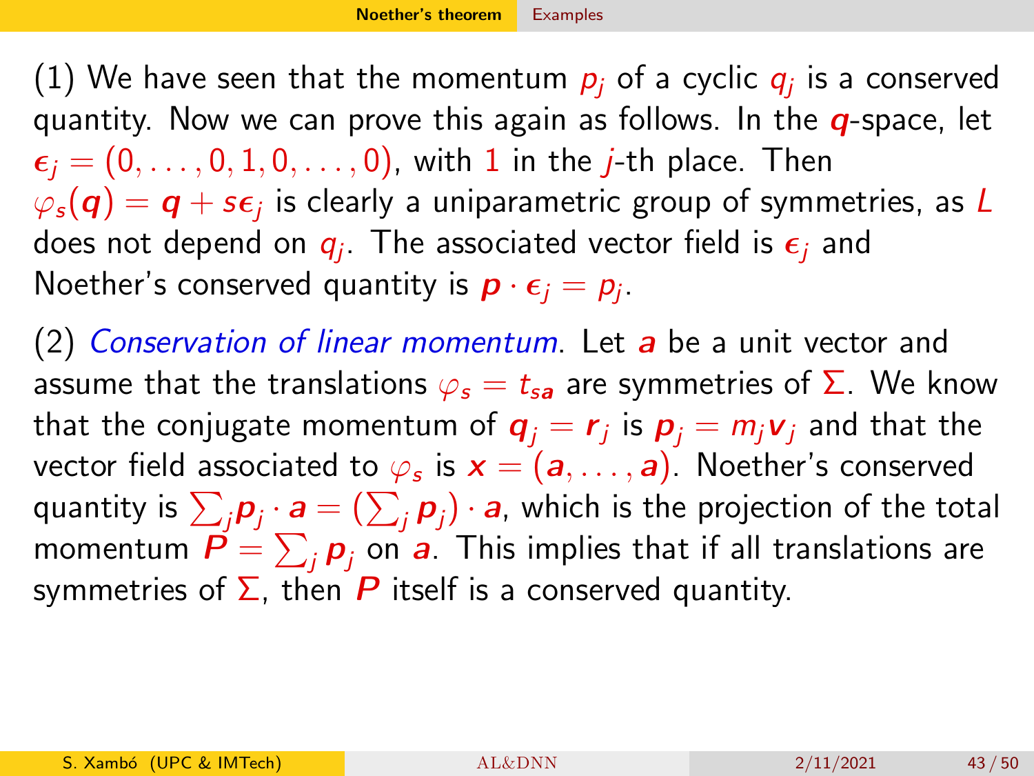(1) We have seen that the momentum $p_j$ of a cyclic $q_j$ is a conserved quantity. Now we can prove this again as follows. In the $\boldsymbol{q}$-space, let $\boldsymbol{\epsilon}_j = (0, \ldots, 0, 1, 0, \ldots, 0)$, with $1$ in the $j$-th place. Then $\varphi_s(\boldsymbol{q}) = \boldsymbol{q} + s\boldsymbol{\epsilon}_j$ is clearly a uniparametric group of symmetries, as $L$ does not depend on $q_j$. The associated vector field is $\boldsymbol{\epsilon}_j$ and Noether's conserved quantity is $\boldsymbol{p} \cdot \boldsymbol{\epsilon}_j = p_j$.

(2) *Conservation of linear momentum*. Let $\boldsymbol{a}$ be a unit vector and assume that the translations $\varphi_s = t_{s\boldsymbol{a}}$ are symmetries of $\Sigma$. We know that the conjugate momentum of $\boldsymbol{q}_j = \boldsymbol{r}_j$ is $\boldsymbol{p}_j = m_j \boldsymbol{v}_j$ and that the vector field associated to $\varphi_s$ is $\boldsymbol{x} = (\boldsymbol{a}, \ldots, \boldsymbol{a})$. Noether's conserved quantity is $\sum_j \boldsymbol{p}_j \cdot \boldsymbol{a} = (\sum_j \boldsymbol{p}_j) \cdot \boldsymbol{a}$, which is the projection of the total momentum $\boldsymbol{P} = \sum_j \boldsymbol{p}_j$ on $\boldsymbol{a}$. This implies that if all translations are symmetries of $\Sigma$, then $\boldsymbol{P}$ itself is a conserved quantity.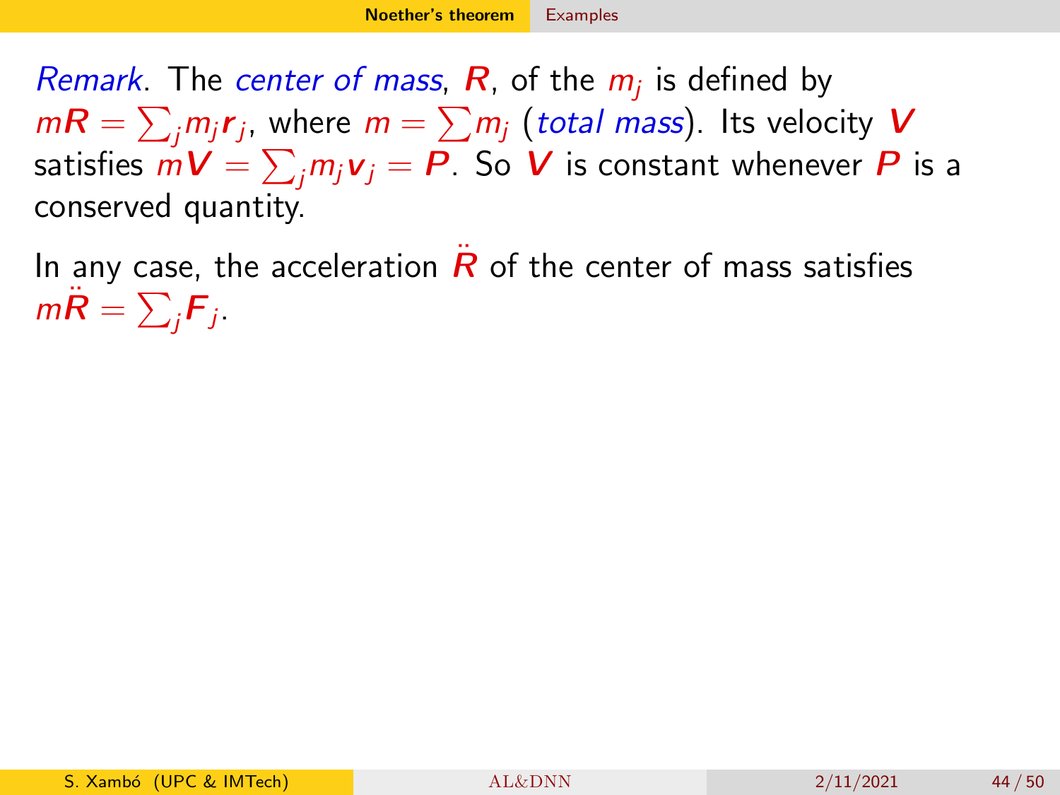*Remark*. The *center of mass*, $\boldsymbol{R}$, of the $m_j$ is defined by $m\boldsymbol{R} = \sum_j m_j \boldsymbol{r}_j$, where $m = \sum m_j$ (*total mass*). Its velocity $\boldsymbol{V}$ satisfies $m\boldsymbol{V} = \sum_j m_j \boldsymbol{v}_j = \boldsymbol{P}$. So $\boldsymbol{V}$ is constant whenever $\boldsymbol{P}$ is a conserved quantity.

In any case, the acceleration $\ddot{\boldsymbol{R}}$ of the center of mass satisfies $m\ddot{\boldsymbol{R}} = \sum_j \boldsymbol{F}_j$.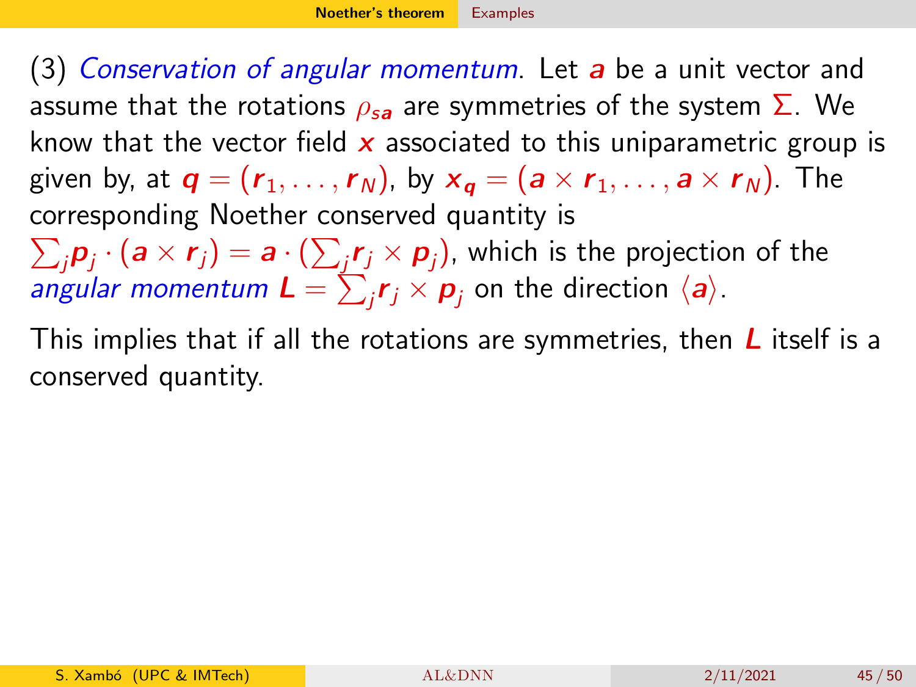(3) *Conservation of angular momentum*. Let $\boldsymbol{a}$ be a unit vector and assume that the rotations $\rho_{s\boldsymbol{a}}$ are symmetries of the system $\Sigma$. We know that the vector field $\boldsymbol{x}$ associated to this uniparametric group is given by, at $\boldsymbol{q} = (\boldsymbol{r}_1, \ldots, \boldsymbol{r}_N)$, by $\boldsymbol{x}_{\boldsymbol{q}} = (\boldsymbol{a} \times \boldsymbol{r}_1, \ldots, \boldsymbol{a} \times \boldsymbol{r}_N)$. The corresponding Noether conserved quantity is $\sum_j \boldsymbol{p}_j \cdot (\boldsymbol{a} \times \boldsymbol{r}_j) = \boldsymbol{a} \cdot (\sum_j \boldsymbol{r}_j \times \boldsymbol{p}_j)$, which is the projection of the *angular momentum* $\boldsymbol{L} = \sum_j \boldsymbol{r}_j \times \boldsymbol{p}_j$ on the direction $\langle \boldsymbol{a} \rangle$.

This implies that if all the rotations are symmetries, then $\boldsymbol{L}$ itself is a conserved quantity.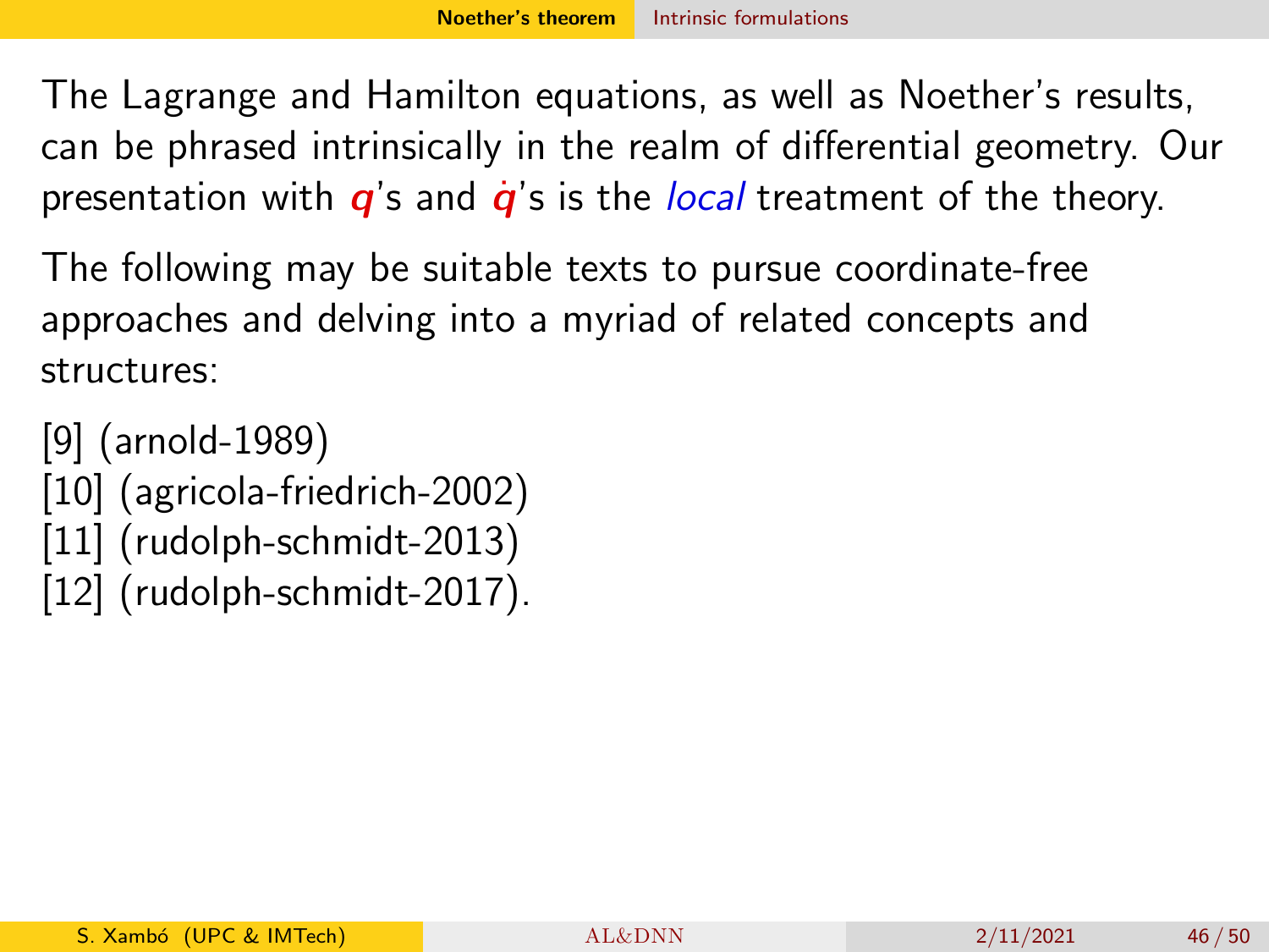The Lagrange and Hamilton equations, as well as Noether's results, can be phrased intrinsically in the realm of differential geometry. Our presentation with $\boldsymbol{q}$'s and $\dot{\boldsymbol{q}}$'s is the *local* treatment of the theory.

The following may be suitable texts to pursue coordinate-free approaches and delving into a myriad of related concepts and structures:

[9] (arnold-1989)
[10] (agricola-friedrich-2002)
[11] (rudolph-schmidt-2013)
[12] (rudolph-schmidt-2017).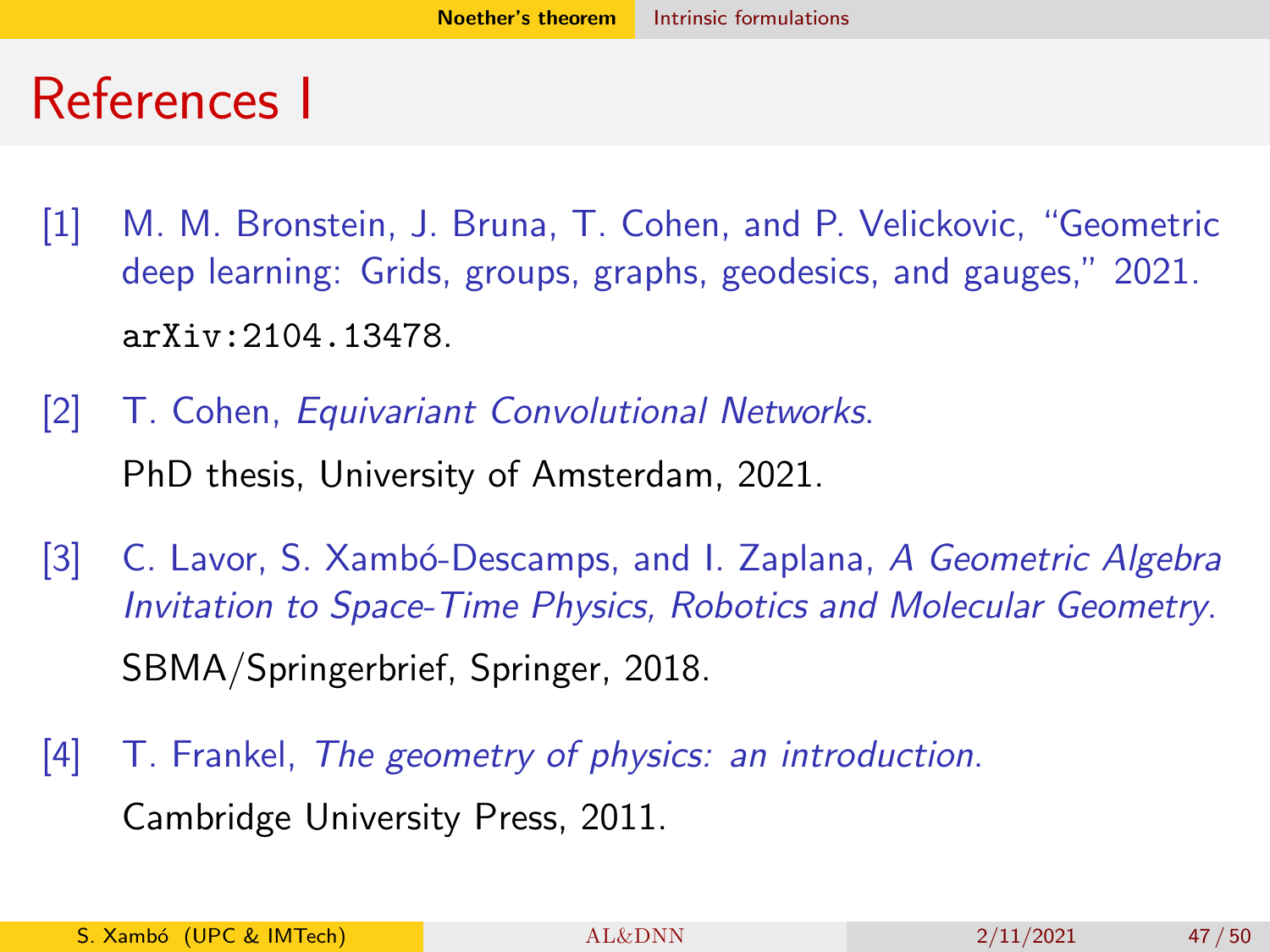# References I

[1] M. M. Bronstein, J. Bruna, T. Cohen, and P. Velickovic, “Geometric deep learning: Grids, groups, graphs, geodesics, and gauges,” 2021. `arXiv:2104.13478`.

[2] T. Cohen, *Equivariant Convolutional Networks*. PhD thesis, University of Amsterdam, 2021.

[3] C. Lavor, S. Xambó-Descamps, and I. Zaplana, *A Geometric Algebra Invitation to Space-Time Physics, Robotics and Molecular Geometry*. SBMA/Springerbrief, Springer, 2018.

[4] T. Frankel, *The geometry of physics: an introduction*. Cambridge University Press, 2011.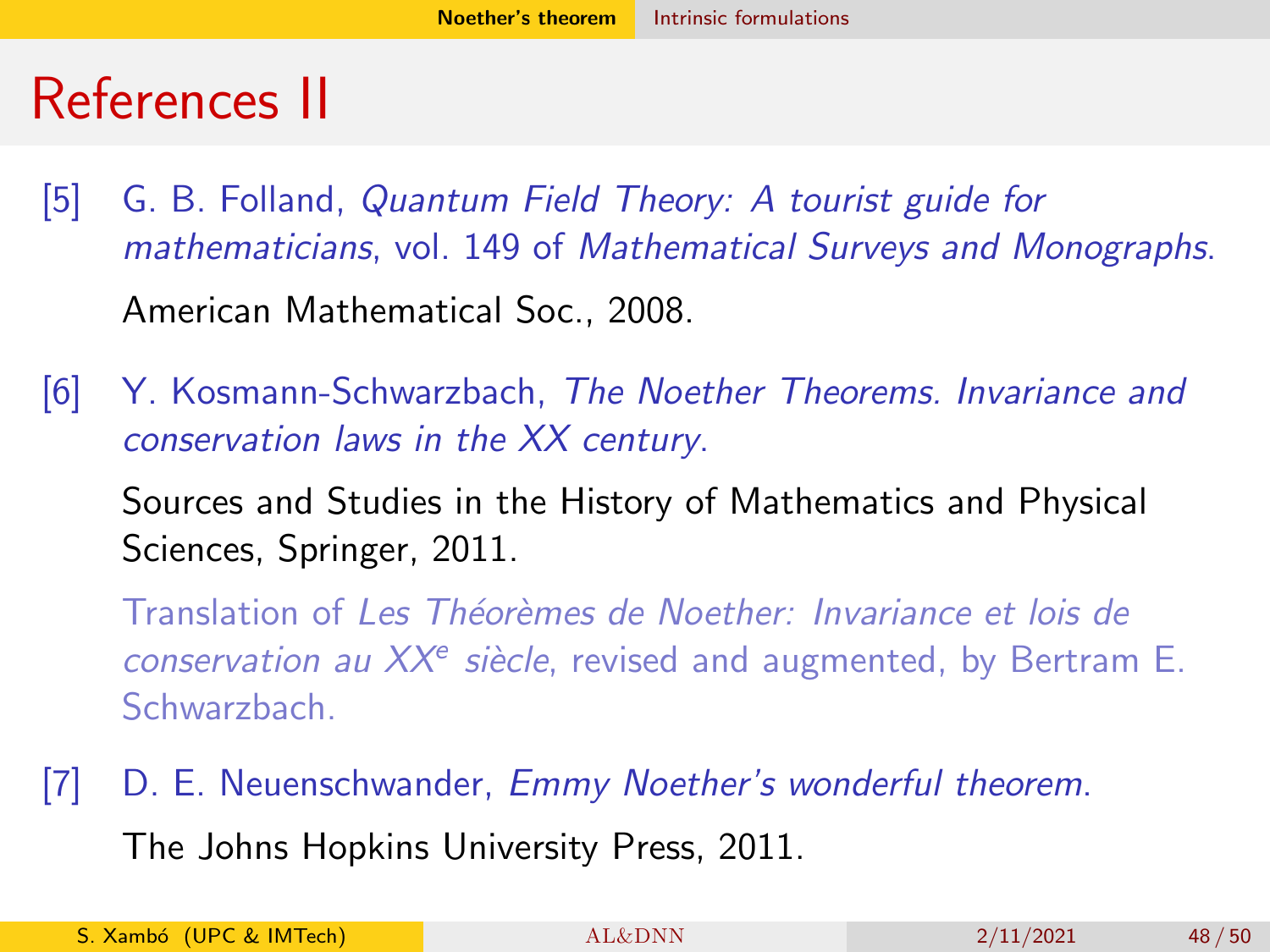# References II

[5] G. B. Folland, *Quantum Field Theory: A tourist guide for mathematicians*, vol. 149 of *Mathematical Surveys and Monographs*.

American Mathematical Soc., 2008.

[6] Y. Kosmann-Schwarzbach, *The Noether Theorems. Invariance and conservation laws in the XX century*.

Sources and Studies in the History of Mathematics and Physical Sciences, Springer, 2011.

Translation of *Les Théorèmes de Noether: Invariance et lois de conservation au XX*[e] *siècle*, revised and augmented, by Bertram E. Schwarzbach.

[7] D. E. Neuenschwander, *Emmy Noether's wonderful theorem*.

The Johns Hopkins University Press, 2011.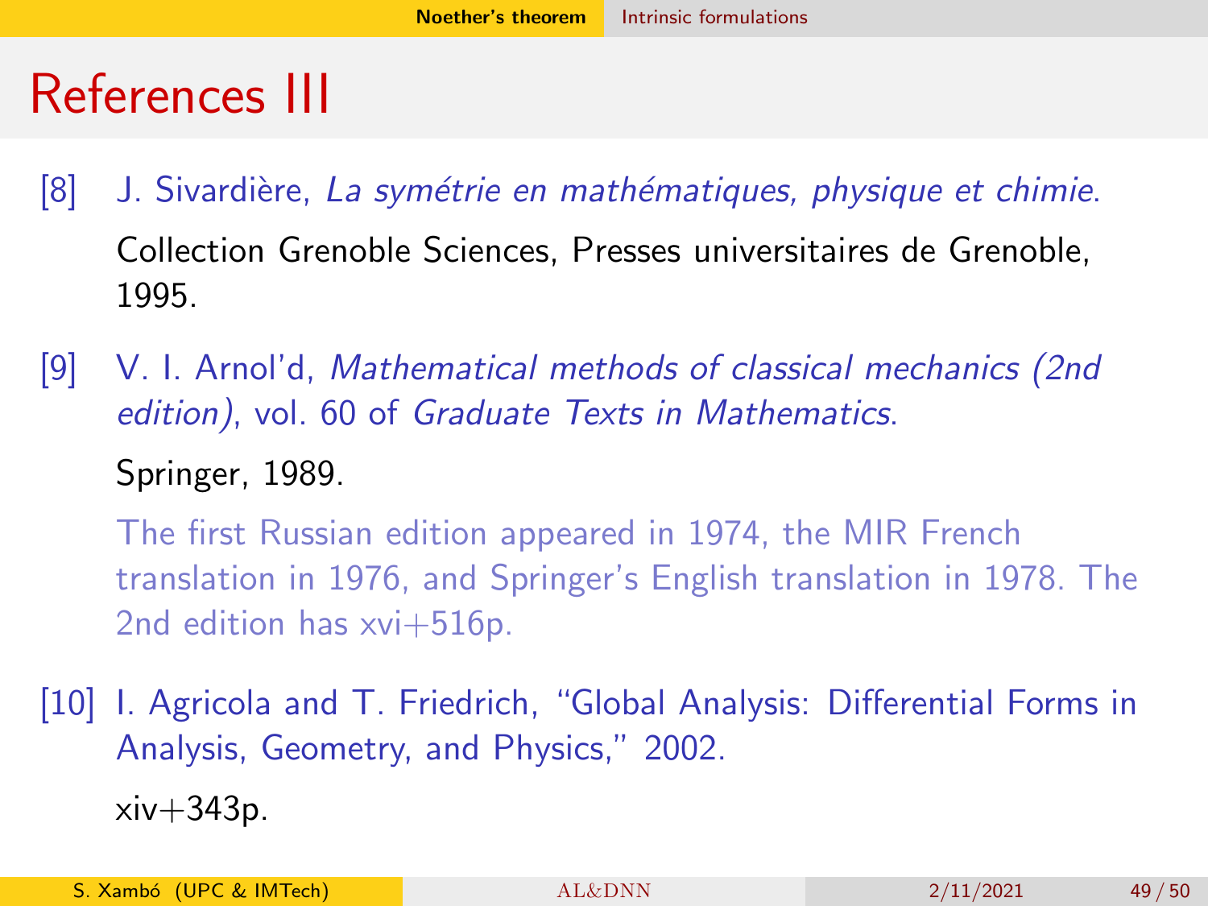# References III

[8] J. Sivardière, *La symétrie en mathématiques, physique et chimie*.

Collection Grenoble Sciences, Presses universitaires de Grenoble, 1995.

[9] V. I. Arnol'd, *Mathematical methods of classical mechanics (2nd edition)*, vol. 60 of *Graduate Texts in Mathematics*.

Springer, 1989.

The first Russian edition appeared in 1974, the MIR French translation in 1976, and Springer's English translation in 1978. The 2nd edition has xvi+516p.

[10] I. Agricola and T. Friedrich, "Global Analysis: Differential Forms in Analysis, Geometry, and Physics," 2002.

xiv+343p.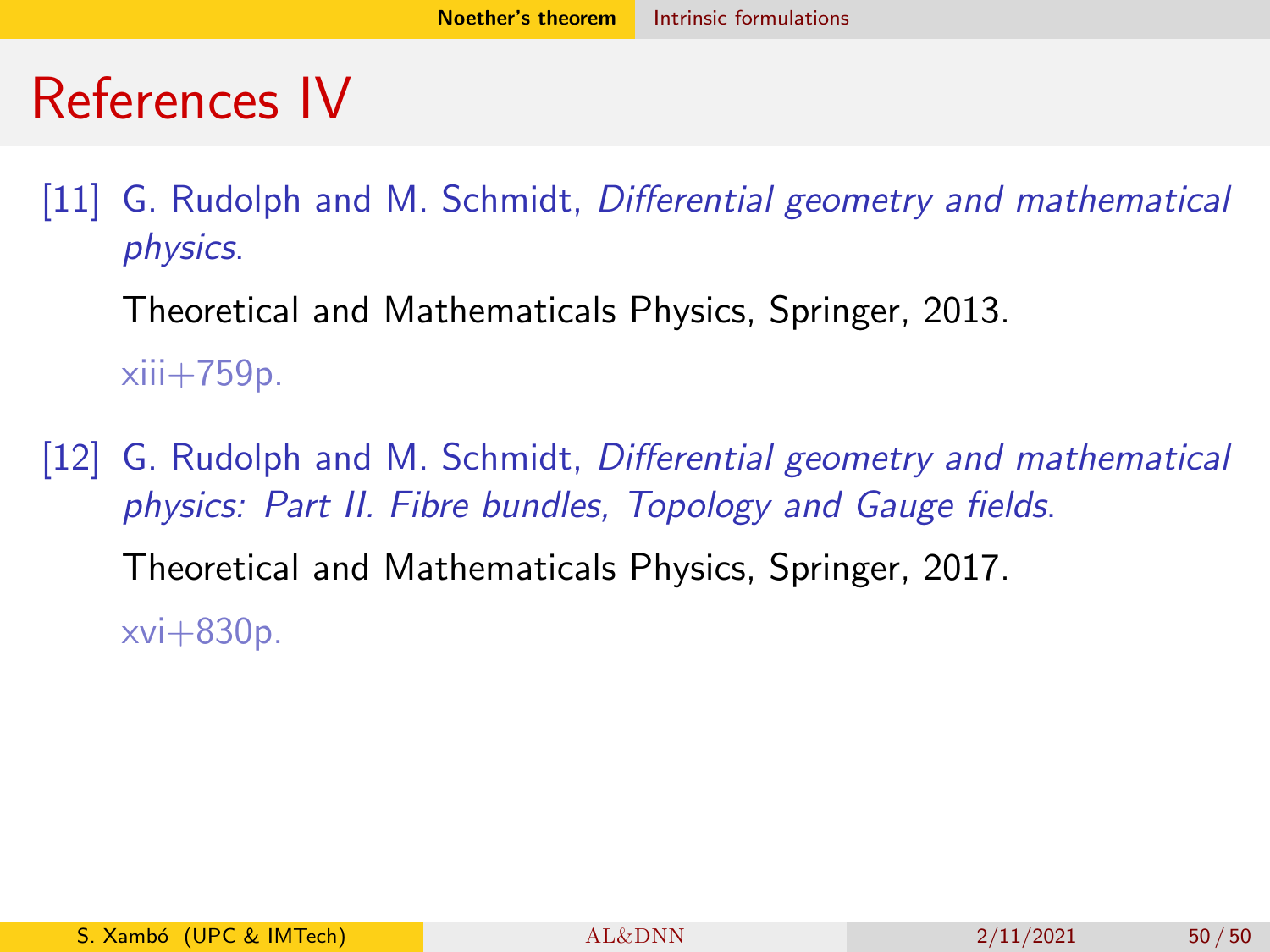# References IV

[11] G. Rudolph and M. Schmidt, *Differential geometry and mathematical physics*.

Theoretical and Mathematicals Physics, Springer, 2013.

xiii+759p.

[12] G. Rudolph and M. Schmidt, *Differential geometry and mathematical physics: Part II. Fibre bundles, Topology and Gauge fields*.

Theoretical and Mathematicals Physics, Springer, 2017.

xvi+830p.